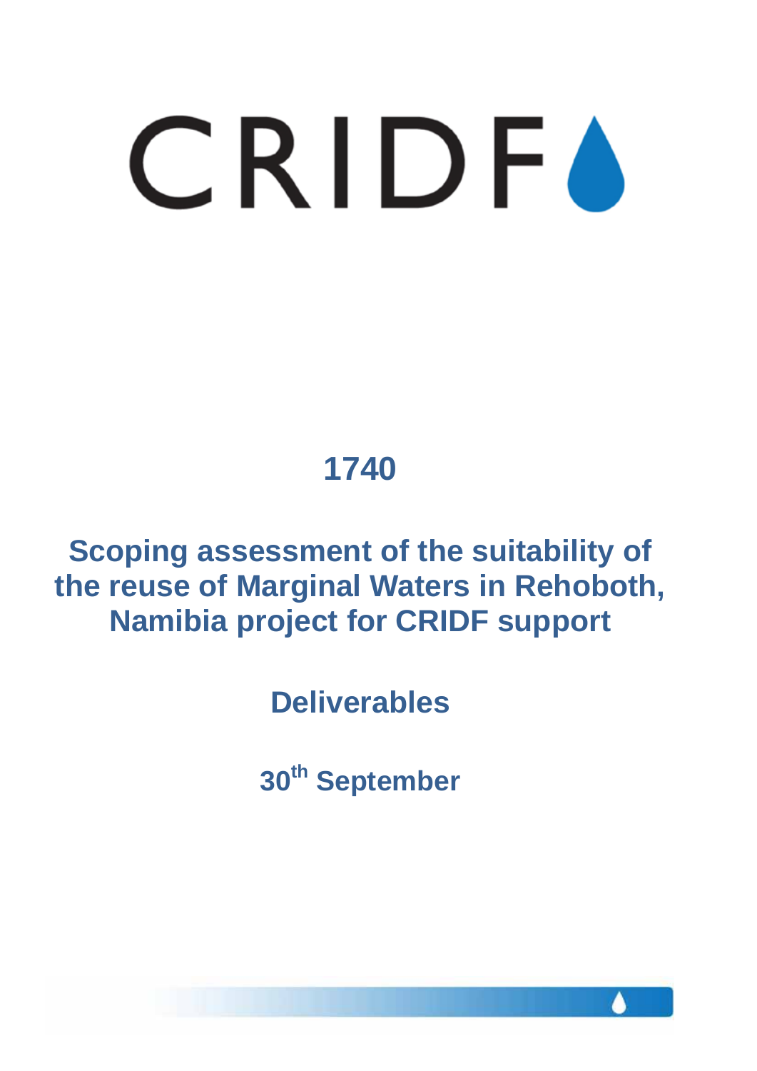# CRIDF

## 1740

## Scoping assessment of the suitability of the reuse of Marginal Waters in Rehoboth, Namibia project for CRIDF support

## Deliverables

## 30th September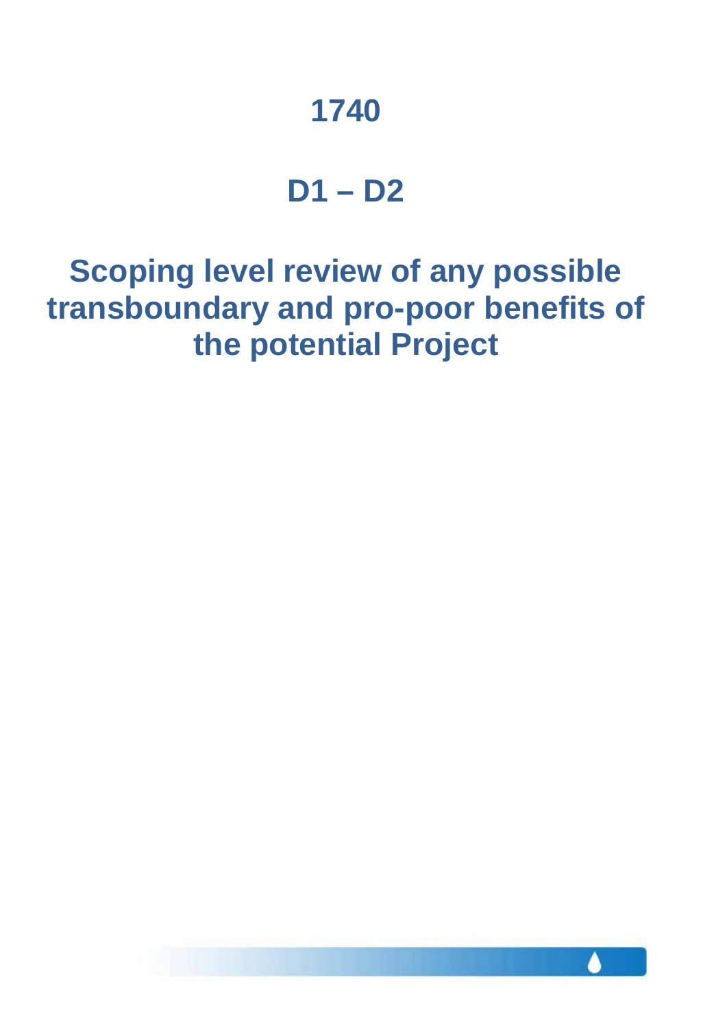# 1740

# D1 – D2

# Scoping level review of any possible transboundary and pro-poor benefits of the potential Project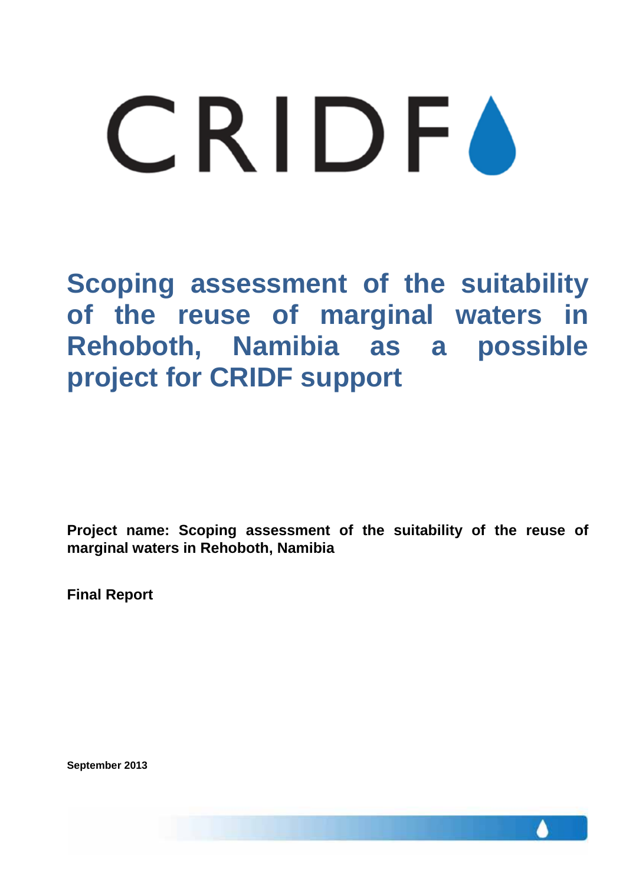# CRIDF

# Scoping assessment of the suitability of the reuse of marginal waters in Rehoboth, Namibia as a possible project for CRIDF support

**Project name: Scoping assessment of the suitability of the reuse of marginal waters in Rehoboth, Namibia**

**Final Report**

**September 2013**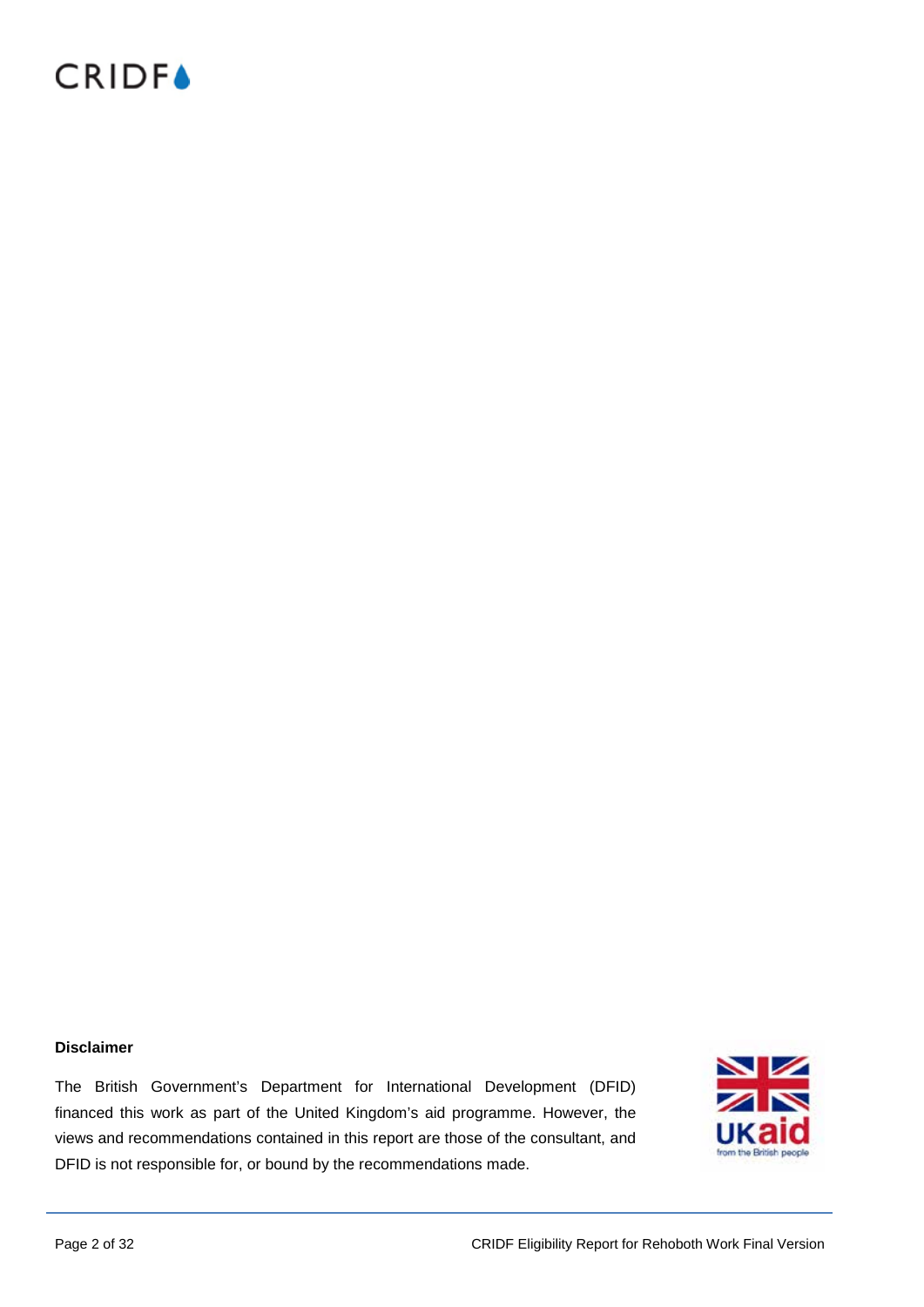**Disclaimer**

The British Government's Department for International Development (DFID) financed this work as part of the United Kingdom's aid programme. However, the views and recommendations contained in this report are those of the consultant, and DFID is not responsible for, or bound by the recommendations made.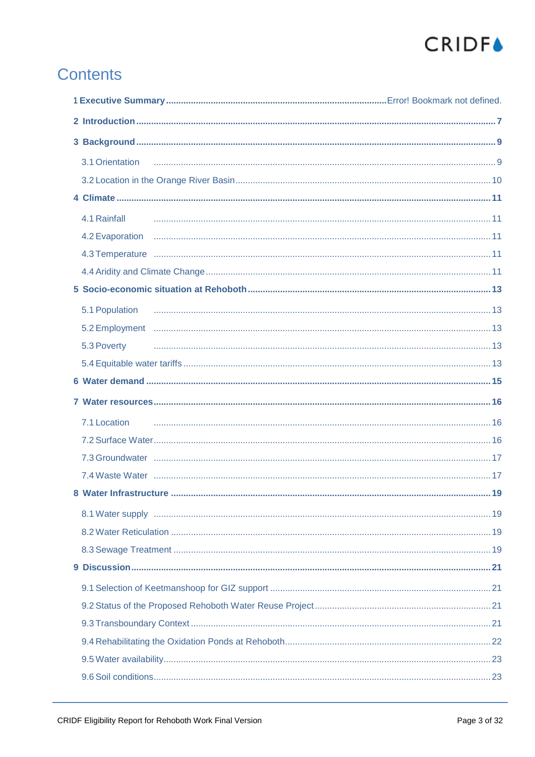# Contents

**1 Executive Summary** .......... Error! Bookmark not defined.

**2 Introduction** .......... 7

**3 Background** .......... 9

- 3.1 Orientation .......... 9
- 3.2 Location in the Orange River Basin .......... 10

**4 Climate** .......... 11

- 4.1 Rainfall .......... 11
- 4.2 Evaporation .......... 11
- 4.3 Temperature .......... 11
- 4.4 Aridity and Climate Change .......... 11

**5 Socio-economic situation at Rehoboth** .......... 13

- 5.1 Population .......... 13
- 5.2 Employment .......... 13
- 5.3 Poverty .......... 13
- 5.4 Equitable water tariffs .......... 13

**6 Water demand** .......... 15

**7 Water resources** .......... 16

- 7.1 Location .......... 16
- 7.2 Surface Water .......... 16
- 7.3 Groundwater .......... 17
- 7.4 Waste Water .......... 17

**8 Water Infrastructure** .......... 19

- 8.1 Water supply .......... 19
- 8.2 Water Reticulation .......... 19
- 8.3 Sewage Treatment .......... 19

**9 Discussion** .......... 21

- 9.1 Selection of Keetmanshoop for GIZ support .......... 21
- 9.2 Status of the Proposed Rehoboth Water Reuse Project .......... 21
- 9.3 Transboundary Context .......... 21
- 9.4 Rehabilitating the Oxidation Ponds at Rehoboth .......... 22
- 9.5 Water availability .......... 23
- 9.6 Soil conditions .......... 23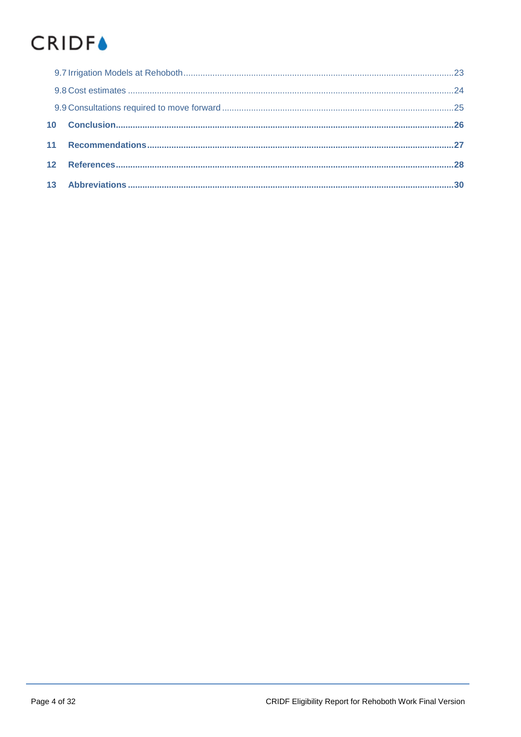9.7 Irrigation Models at Rehoboth .....23

9.8 Cost estimates .....24

9.9 Consultations required to move forward .....25

**10 Conclusion .....26**

**11 Recommendations .....27**

**12 References .....28**

**13 Abbreviations .....30**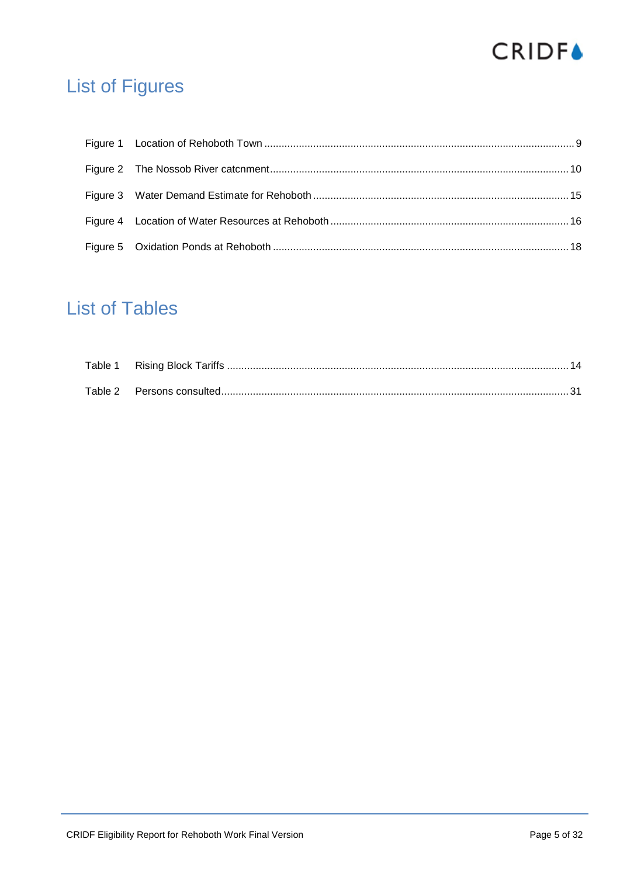# List of Figures

Figure 1 Location of Rehoboth Town ........................................................................................................... 9

Figure 2 The Nossob River catcnment........................................................................................................ 10

Figure 3 Water Demand Estimate for Rehoboth ......................................................................................... 15

Figure 4 Location of Water Resources at Rehoboth ................................................................................... 16

Figure 5 Oxidation Ponds at Rehoboth ....................................................................................................... 18

# List of Tables

Table 1 Rising Block Tariffs ........................................................................................................................ 14

Table 2 Persons consulted.......................................................................................................................... 31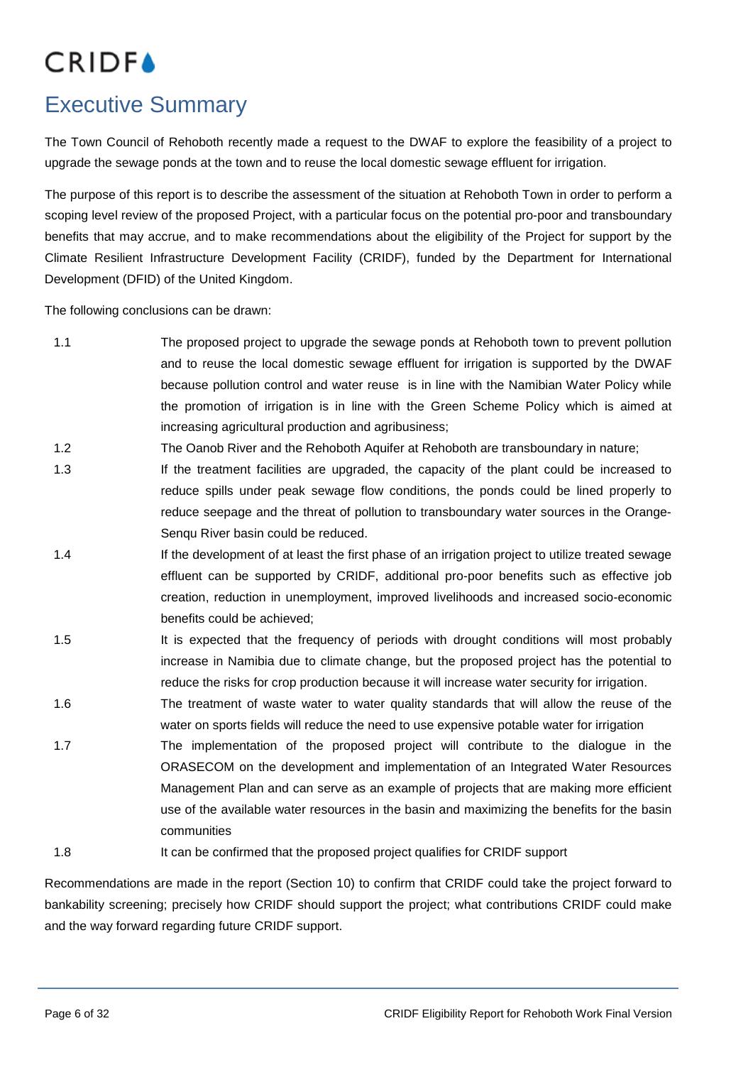# Executive Summary

The Town Council of Rehoboth recently made a request to the DWAF to explore the feasibility of a project to upgrade the sewage ponds at the town and to reuse the local domestic sewage effluent for irrigation.

The purpose of this report is to describe the assessment of the situation at Rehoboth Town in order to perform a scoping level review of the proposed Project, with a particular focus on the potential pro-poor and transboundary benefits that may accrue, and to make recommendations about the eligibility of the Project for support by the Climate Resilient Infrastructure Development Facility (CRIDF), funded by the Department for International Development (DFID) of the United Kingdom.

The following conclusions can be drawn:

1.1 The proposed project to upgrade the sewage ponds at Rehoboth town to prevent pollution and to reuse the local domestic sewage effluent for irrigation is supported by the DWAF because pollution control and water reuse is in line with the Namibian Water Policy while the promotion of irrigation is in line with the Green Scheme Policy which is aimed at increasing agricultural production and agribusiness;

1.2 The Oanob River and the Rehoboth Aquifer at Rehoboth are transboundary in nature;

1.3 If the treatment facilities are upgraded, the capacity of the plant could be increased to reduce spills under peak sewage flow conditions, the ponds could be lined properly to reduce seepage and the threat of pollution to transboundary water sources in the Orange-Senqu River basin could be reduced.

1.4 If the development of at least the first phase of an irrigation project to utilize treated sewage effluent can be supported by CRIDF, additional pro-poor benefits such as effective job creation, reduction in unemployment, improved livelihoods and increased socio-economic benefits could be achieved;

1.5 It is expected that the frequency of periods with drought conditions will most probably increase in Namibia due to climate change, but the proposed project has the potential to reduce the risks for crop production because it will increase water security for irrigation.

1.6 The treatment of waste water to water quality standards that will allow the reuse of the water on sports fields will reduce the need to use expensive potable water for irrigation

1.7 The implementation of the proposed project will contribute to the dialogue in the ORASECOM on the development and implementation of an Integrated Water Resources Management Plan and can serve as an example of projects that are making more efficient use of the available water resources in the basin and maximizing the benefits for the basin communities

1.8 It can be confirmed that the proposed project qualifies for CRIDF support

Recommendations are made in the report (Section 10) to confirm that CRIDF could take the project forward to bankability screening; precisely how CRIDF should support the project; what contributions CRIDF could make and the way forward regarding future CRIDF support.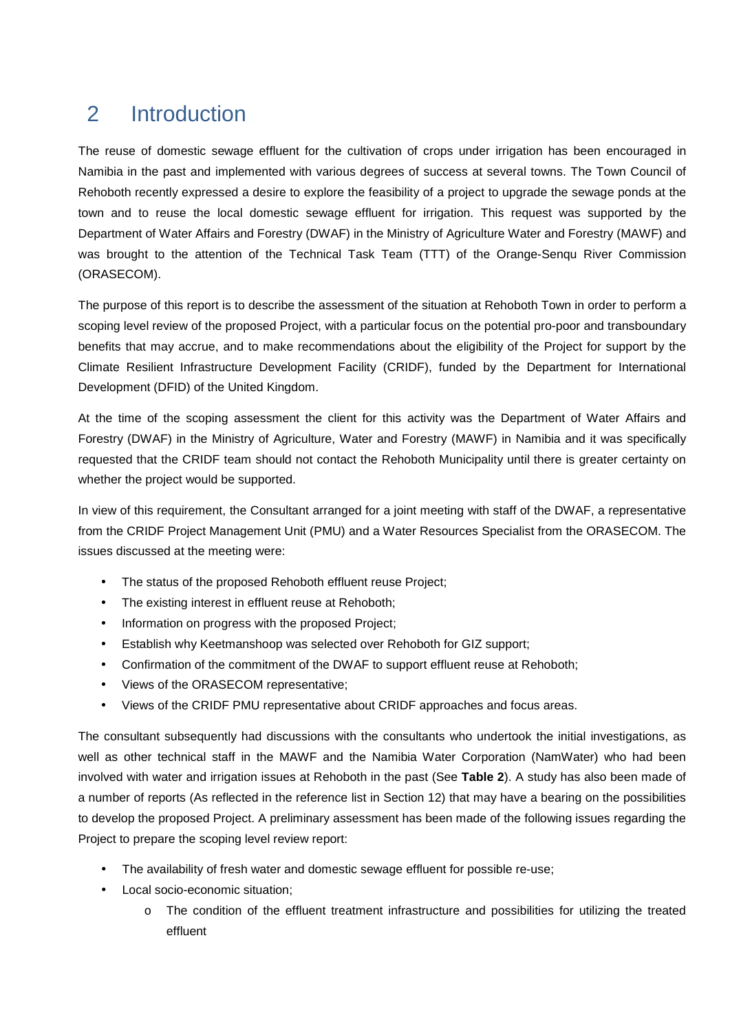# 2 Introduction

The reuse of domestic sewage effluent for the cultivation of crops under irrigation has been encouraged in Namibia in the past and implemented with various degrees of success at several towns. The Town Council of Rehoboth recently expressed a desire to explore the feasibility of a project to upgrade the sewage ponds at the town and to reuse the local domestic sewage effluent for irrigation. This request was supported by the Department of Water Affairs and Forestry (DWAF) in the Ministry of Agriculture Water and Forestry (MAWF) and was brought to the attention of the Technical Task Team (TTT) of the Orange-Senqu River Commission (ORASECOM).

The purpose of this report is to describe the assessment of the situation at Rehoboth Town in order to perform a scoping level review of the proposed Project, with a particular focus on the potential pro-poor and transboundary benefits that may accrue, and to make recommendations about the eligibility of the Project for support by the Climate Resilient Infrastructure Development Facility (CRIDF), funded by the Department for International Development (DFID) of the United Kingdom.

At the time of the scoping assessment the client for this activity was the Department of Water Affairs and Forestry (DWAF) in the Ministry of Agriculture, Water and Forestry (MAWF) in Namibia and it was specifically requested that the CRIDF team should not contact the Rehoboth Municipality until there is greater certainty on whether the project would be supported.

In view of this requirement, the Consultant arranged for a joint meeting with staff of the DWAF, a representative from the CRIDF Project Management Unit (PMU) and a Water Resources Specialist from the ORASECOM. The issues discussed at the meeting were:

- The status of the proposed Rehoboth effluent reuse Project;
- The existing interest in effluent reuse at Rehoboth;
- Information on progress with the proposed Project;
- Establish why Keetmanshoop was selected over Rehoboth for GIZ support;
- Confirmation of the commitment of the DWAF to support effluent reuse at Rehoboth;
- Views of the ORASECOM representative;
- Views of the CRIDF PMU representative about CRIDF approaches and focus areas.

The consultant subsequently had discussions with the consultants who undertook the initial investigations, as well as other technical staff in the MAWF and the Namibia Water Corporation (NamWater) who had been involved with water and irrigation issues at Rehoboth in the past (See **Table 2**). A study has also been made of a number of reports (As reflected in the reference list in Section 12) that may have a bearing on the possibilities to develop the proposed Project. A preliminary assessment has been made of the following issues regarding the Project to prepare the scoping level review report:

- The availability of fresh water and domestic sewage effluent for possible re-use;
- Local socio-economic situation;
    - The condition of the effluent treatment infrastructure and possibilities for utilizing the treated effluent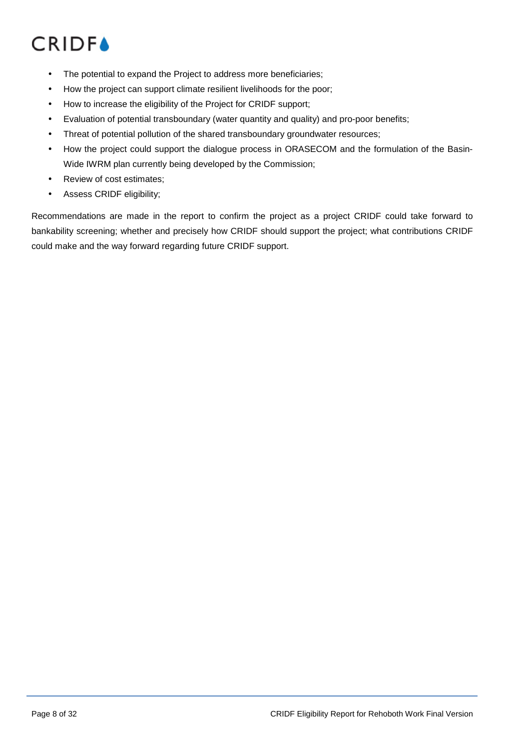- The potential to expand the Project to address more beneficiaries;
- How the project can support climate resilient livelihoods for the poor;
- How to increase the eligibility of the Project for CRIDF support;
- Evaluation of potential transboundary (water quantity and quality) and pro-poor benefits;
- Threat of potential pollution of the shared transboundary groundwater resources;
- How the project could support the dialogue process in ORASECOM and the formulation of the Basin-Wide IWRM plan currently being developed by the Commission;
- Review of cost estimates;
- Assess CRIDF eligibility;

Recommendations are made in the report to confirm the project as a project CRIDF could take forward to bankability screening; whether and precisely how CRIDF should support the project; what contributions CRIDF could make and the way forward regarding future CRIDF support.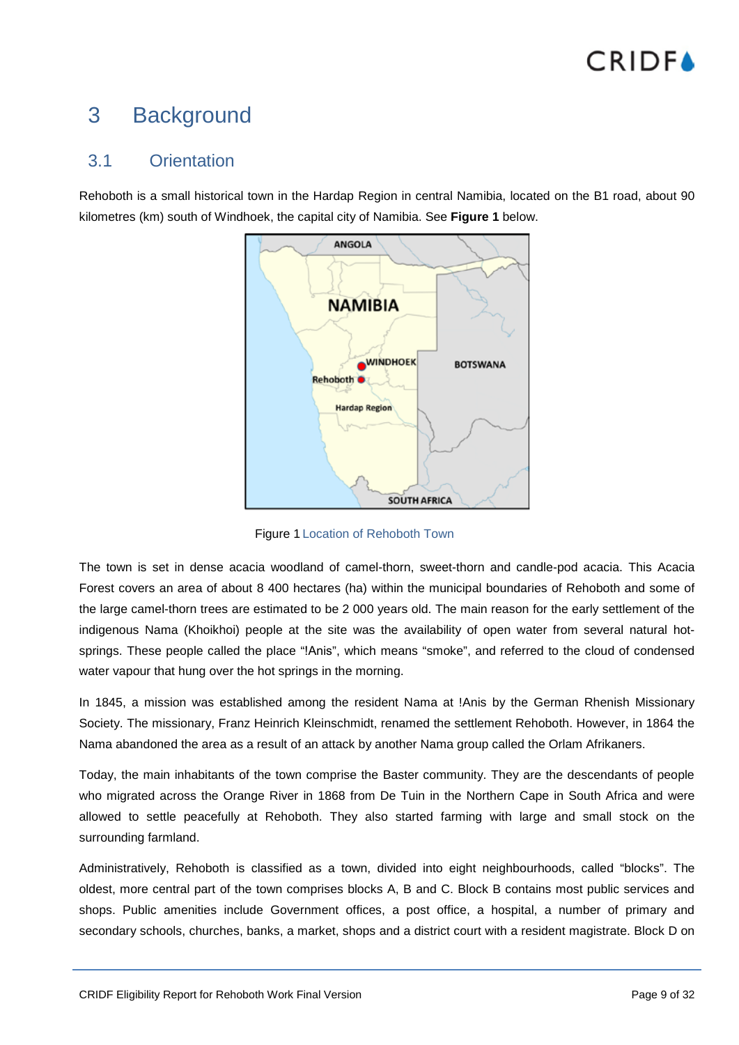# 3 Background

## 3.1 Orientation

Rehoboth is a small historical town in the Hardap Region in central Namibia, located on the B1 road, about 90 kilometres (km) south of Windhoek, the capital city of Namibia. See **Figure 1** below.

Figure 1 Location of Rehoboth Town

The town is set in dense acacia woodland of camel-thorn, sweet-thorn and candle-pod acacia. This Acacia Forest covers an area of about 8 400 hectares (ha) within the municipal boundaries of Rehoboth and some of the large camel-thorn trees are estimated to be 2 000 years old. The main reason for the early settlement of the indigenous Nama (Khoikhoi) people at the site was the availability of open water from several natural hot-springs. These people called the place "!Anis", which means "smoke", and referred to the cloud of condensed water vapour that hung over the hot springs in the morning.

In 1845, a mission was established among the resident Nama at !Anis by the German Rhenish Missionary Society. The missionary, Franz Heinrich Kleinschmidt, renamed the settlement Rehoboth. However, in 1864 the Nama abandoned the area as a result of an attack by another Nama group called the Orlam Afrikaners.

Today, the main inhabitants of the town comprise the Baster community. They are the descendants of people who migrated across the Orange River in 1868 from De Tuin in the Northern Cape in South Africa and were allowed to settle peacefully at Rehoboth. They also started farming with large and small stock on the surrounding farmland.

Administratively, Rehoboth is classified as a town, divided into eight neighbourhoods, called "blocks". The oldest, more central part of the town comprises blocks A, B and C. Block B contains most public services and shops. Public amenities include Government offices, a post office, a hospital, a number of primary and secondary schools, churches, banks, a market, shops and a district court with a resident magistrate. Block D on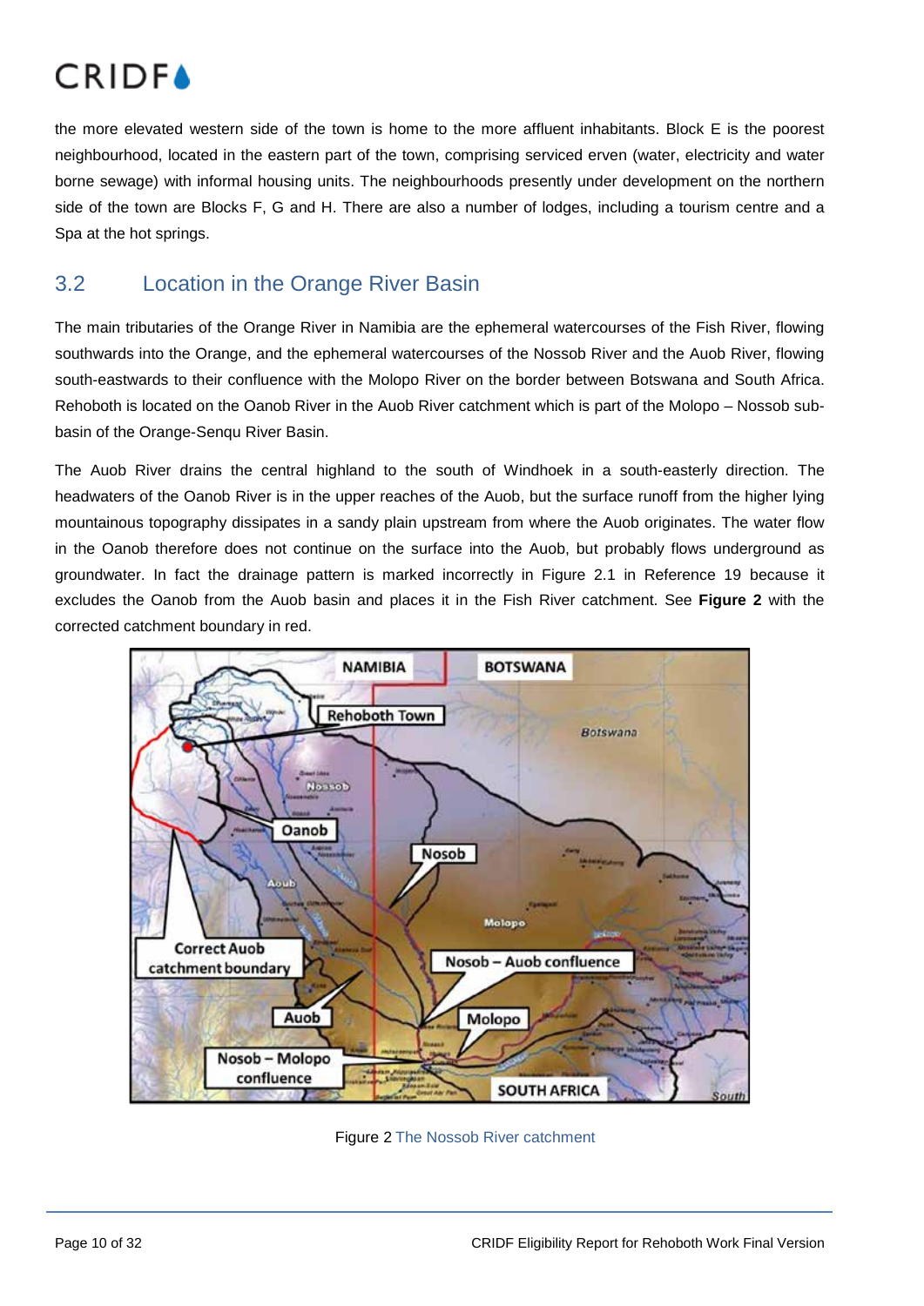the more elevated western side of the town is home to the more affluent inhabitants. Block E is the poorest neighbourhood, located in the eastern part of the town, comprising serviced erven (water, electricity and water borne sewage) with informal housing units. The neighbourhoods presently under development on the northern side of the town are Blocks F, G and H. There are also a number of lodges, including a tourism centre and a Spa at the hot springs.

## 3.2 Location in the Orange River Basin

The main tributaries of the Orange River in Namibia are the ephemeral watercourses of the Fish River, flowing southwards into the Orange, and the ephemeral watercourses of the Nossob River and the Auob River, flowing south-eastwards to their confluence with the Molopo River on the border between Botswana and South Africa. Rehoboth is located on the Oanob River in the Auob River catchment which is part of the Molopo – Nossob sub-basin of the Orange-Senqu River Basin.

The Auob River drains the central highland to the south of Windhoek in a south-easterly direction. The headwaters of the Oanob River is in the upper reaches of the Auob, but the surface runoff from the higher lying mountainous topography dissipates in a sandy plain upstream from where the Auob originates. The water flow in the Oanob therefore does not continue on the surface into the Auob, but probably flows underground as groundwater. In fact the drainage pattern is marked incorrectly in Figure 2.1 in Reference 19 because it excludes the Oanob from the Auob basin and places it in the Fish River catchment. See **Figure 2** with the corrected catchment boundary in red.

Figure 2 The Nossob River catchment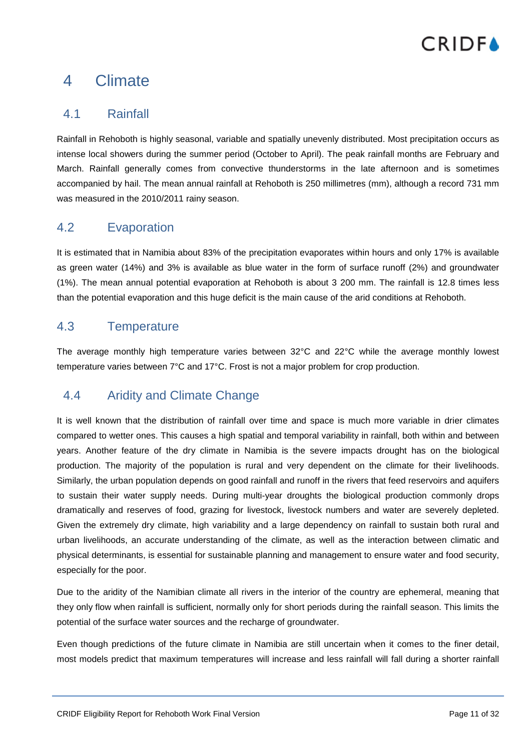# 4 Climate

## 4.1 Rainfall

Rainfall in Rehoboth is highly seasonal, variable and spatially unevenly distributed. Most precipitation occurs as intense local showers during the summer period (October to April). The peak rainfall months are February and March. Rainfall generally comes from convective thunderstorms in the late afternoon and is sometimes accompanied by hail. The mean annual rainfall at Rehoboth is 250 millimetres (mm), although a record 731 mm was measured in the 2010/2011 rainy season.

## 4.2 Evaporation

It is estimated that in Namibia about 83% of the precipitation evaporates within hours and only 17% is available as green water (14%) and 3% is available as blue water in the form of surface runoff (2%) and groundwater (1%). The mean annual potential evaporation at Rehoboth is about 3 200 mm. The rainfall is 12.8 times less than the potential evaporation and this huge deficit is the main cause of the arid conditions at Rehoboth.

## 4.3 Temperature

The average monthly high temperature varies between 32°C and 22°C while the average monthly lowest temperature varies between 7°C and 17°C. Frost is not a major problem for crop production.

## 4.4 Aridity and Climate Change

It is well known that the distribution of rainfall over time and space is much more variable in drier climates compared to wetter ones. This causes a high spatial and temporal variability in rainfall, both within and between years. Another feature of the dry climate in Namibia is the severe impacts drought has on the biological production. The majority of the population is rural and very dependent on the climate for their livelihoods. Similarly, the urban population depends on good rainfall and runoff in the rivers that feed reservoirs and aquifers to sustain their water supply needs. During multi-year droughts the biological production commonly drops dramatically and reserves of food, grazing for livestock, livestock numbers and water are severely depleted. Given the extremely dry climate, high variability and a large dependency on rainfall to sustain both rural and urban livelihoods, an accurate understanding of the climate, as well as the interaction between climatic and physical determinants, is essential for sustainable planning and management to ensure water and food security, especially for the poor.

Due to the aridity of the Namibian climate all rivers in the interior of the country are ephemeral, meaning that they only flow when rainfall is sufficient, normally only for short periods during the rainfall season. This limits the potential of the surface water sources and the recharge of groundwater.

Even though predictions of the future climate in Namibia are still uncertain when it comes to the finer detail, most models predict that maximum temperatures will increase and less rainfall will fall during a shorter rainfall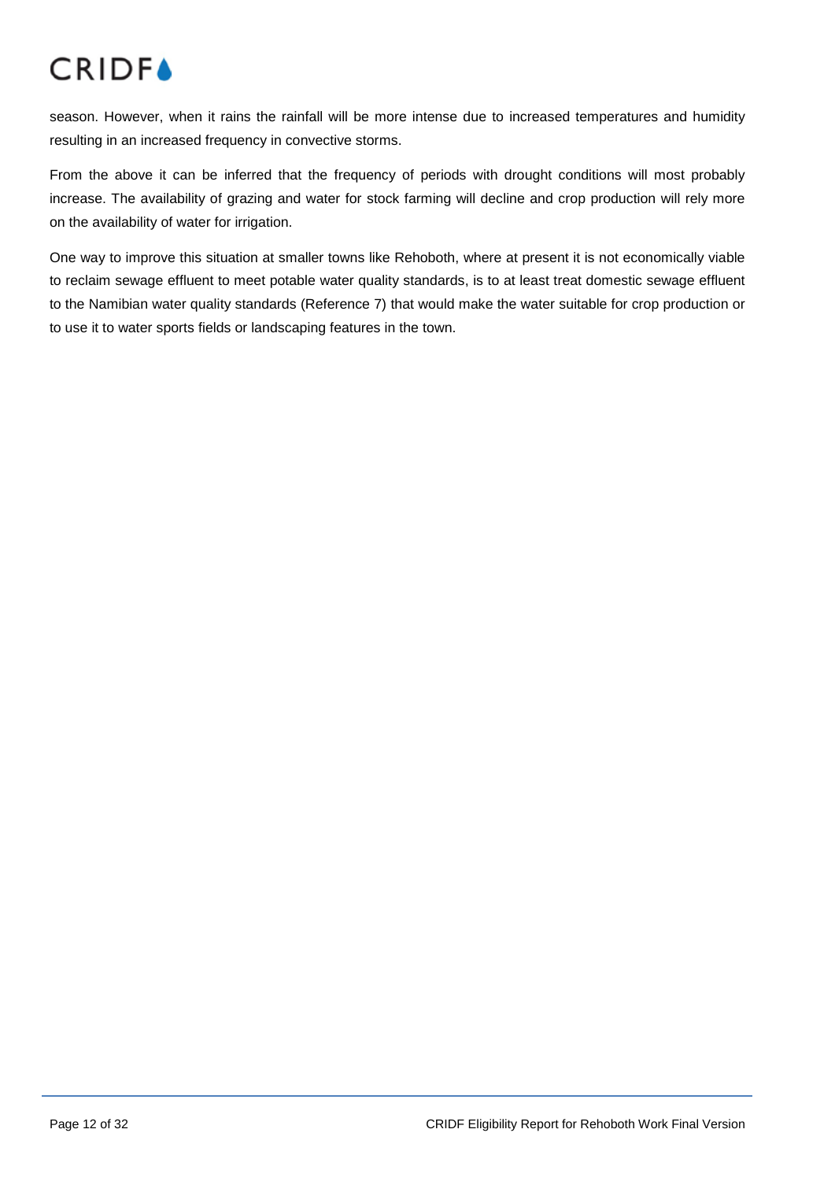season. However, when it rains the rainfall will be more intense due to increased temperatures and humidity resulting in an increased frequency in convective storms.

From the above it can be inferred that the frequency of periods with drought conditions will most probably increase. The availability of grazing and water for stock farming will decline and crop production will rely more on the availability of water for irrigation.

One way to improve this situation at smaller towns like Rehoboth, where at present it is not economically viable to reclaim sewage effluent to meet potable water quality standards, is to at least treat domestic sewage effluent to the Namibian water quality standards (Reference 7) that would make the water suitable for crop production or to use it to water sports fields or landscaping features in the town.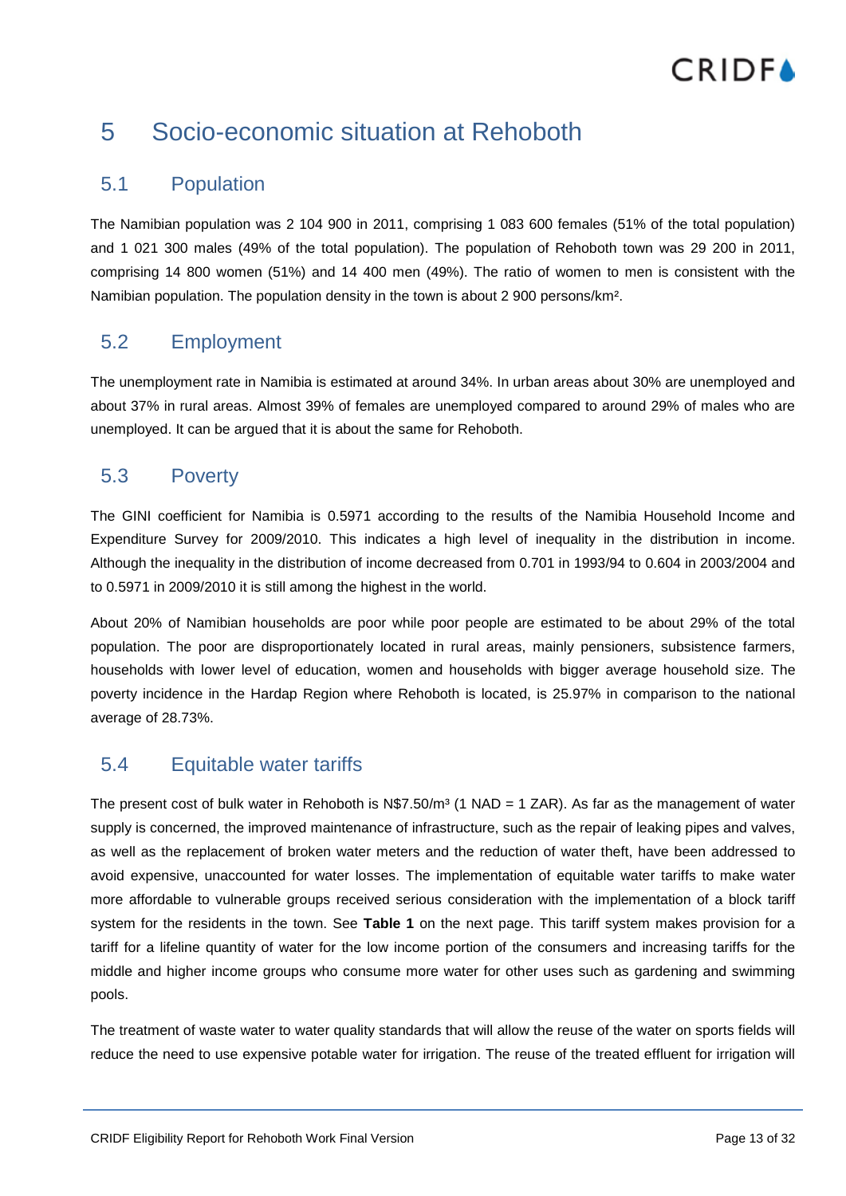# 5 Socio-economic situation at Rehoboth

## 5.1 Population

The Namibian population was 2 104 900 in 2011, comprising 1 083 600 females (51% of the total population) and 1 021 300 males (49% of the total population). The population of Rehoboth town was 29 200 in 2011, comprising 14 800 women (51%) and 14 400 men (49%). The ratio of women to men is consistent with the Namibian population. The population density in the town is about 2 900 persons/km².

## 5.2 Employment

The unemployment rate in Namibia is estimated at around 34%. In urban areas about 30% are unemployed and about 37% in rural areas. Almost 39% of females are unemployed compared to around 29% of males who are unemployed. It can be argued that it is about the same for Rehoboth.

## 5.3 Poverty

The GINI coefficient for Namibia is 0.5971 according to the results of the Namibia Household Income and Expenditure Survey for 2009/2010. This indicates a high level of inequality in the distribution in income. Although the inequality in the distribution of income decreased from 0.701 in 1993/94 to 0.604 in 2003/2004 and to 0.5971 in 2009/2010 it is still among the highest in the world.

About 20% of Namibian households are poor while poor people are estimated to be about 29% of the total population. The poor are disproportionately located in rural areas, mainly pensioners, subsistence farmers, households with lower level of education, women and households with bigger average household size. The poverty incidence in the Hardap Region where Rehoboth is located, is 25.97% in comparison to the national average of 28.73%.

## 5.4 Equitable water tariffs

The present cost of bulk water in Rehoboth is N$7.50/m³ (1 NAD = 1 ZAR). As far as the management of water supply is concerned, the improved maintenance of infrastructure, such as the repair of leaking pipes and valves, as well as the replacement of broken water meters and the reduction of water theft, have been addressed to avoid expensive, unaccounted for water losses. The implementation of equitable water tariffs to make water more affordable to vulnerable groups received serious consideration with the implementation of a block tariff system for the residents in the town. See **Table 1** on the next page. This tariff system makes provision for a tariff for a lifeline quantity of water for the low income portion of the consumers and increasing tariffs for the middle and higher income groups who consume more water for other uses such as gardening and swimming pools.

The treatment of waste water to water quality standards that will allow the reuse of the water on sports fields will reduce the need to use expensive potable water for irrigation. The reuse of the treated effluent for irrigation will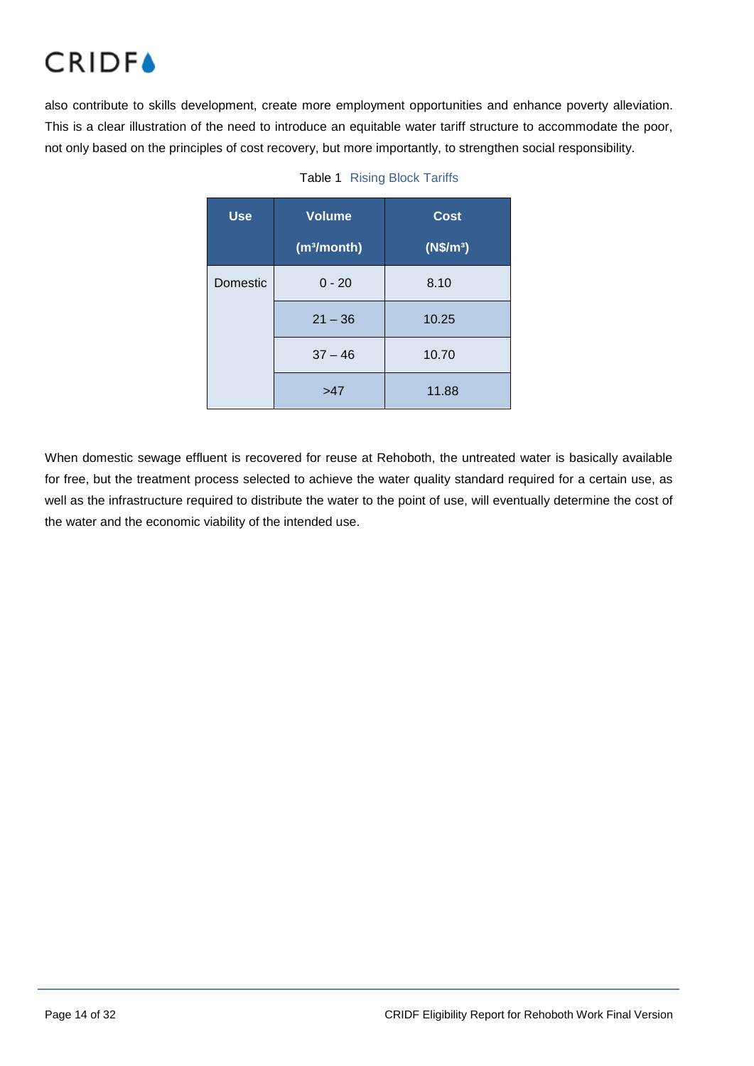also contribute to skills development, create more employment opportunities and enhance poverty alleviation. This is a clear illustration of the need to introduce an equitable water tariff structure to accommodate the poor, not only based on the principles of cost recovery, but more importantly, to strengthen social responsibility.

Table 1 Rising Block Tariffs

| Use | Volume ($m^3$/month) | Cost (N$/$m^3$) |
|---|---|---|
| Domestic | 0 - 20 | 8.10 |
| | 21 – 36 | 10.25 |
| | 37 – 46 | 10.70 |
| | >47 | 11.88 |

When domestic sewage effluent is recovered for reuse at Rehoboth, the untreated water is basically available for free, but the treatment process selected to achieve the water quality standard required for a certain use, as well as the infrastructure required to distribute the water to the point of use, will eventually determine the cost of the water and the economic viability of the intended use.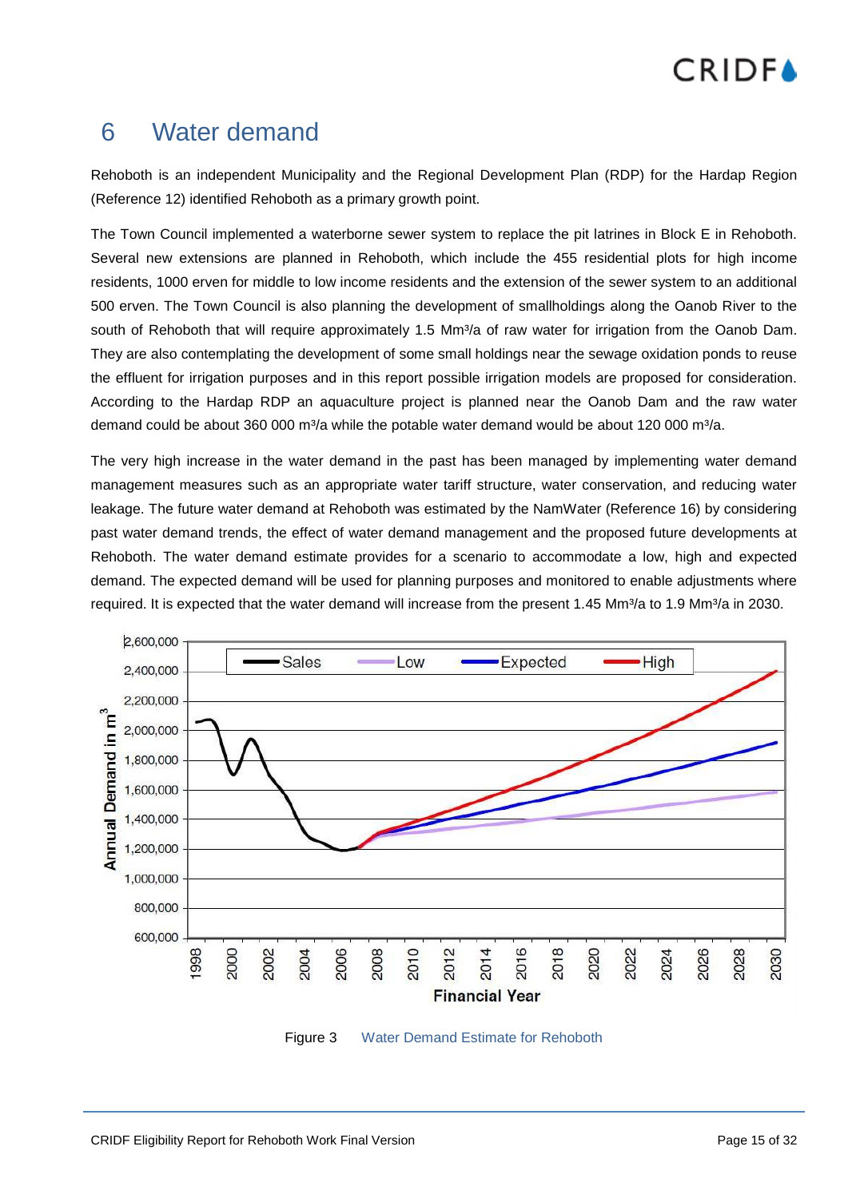# 6 Water demand

Rehoboth is an independent Municipality and the Regional Development Plan (RDP) for the Hardap Region (Reference 12) identified Rehoboth as a primary growth point.

The Town Council implemented a waterborne sewer system to replace the pit latrines in Block E in Rehoboth. Several new extensions are planned in Rehoboth, which include the 455 residential plots for high income residents, 1000 erven for middle to low income residents and the extension of the sewer system to an additional 500 erven. The Town Council is also planning the development of smallholdings along the Oanob River to the south of Rehoboth that will require approximately 1.5 Mm³/a of raw water for irrigation from the Oanob Dam. They are also contemplating the development of some small holdings near the sewage oxidation ponds to reuse the effluent for irrigation purposes and in this report possible irrigation models are proposed for consideration. According to the Hardap RDP an aquaculture project is planned near the Oanob Dam and the raw water demand could be about 360 000 m³/a while the potable water demand would be about 120 000 m³/a.

The very high increase in the water demand in the past has been managed by implementing water demand management measures such as an appropriate water tariff structure, water conservation, and reducing water leakage. The future water demand at Rehoboth was estimated by the NamWater (Reference 16) by considering past water demand trends, the effect of water demand management and the proposed future developments at Rehoboth. The water demand estimate provides for a scenario to accommodate a low, high and expected demand. The expected demand will be used for planning purposes and monitored to enable adjustments where required. It is expected that the water demand will increase from the present 1.45 Mm³/a to 1.9 Mm³/a in 2030.

Figure 3 Water Demand Estimate for Rehoboth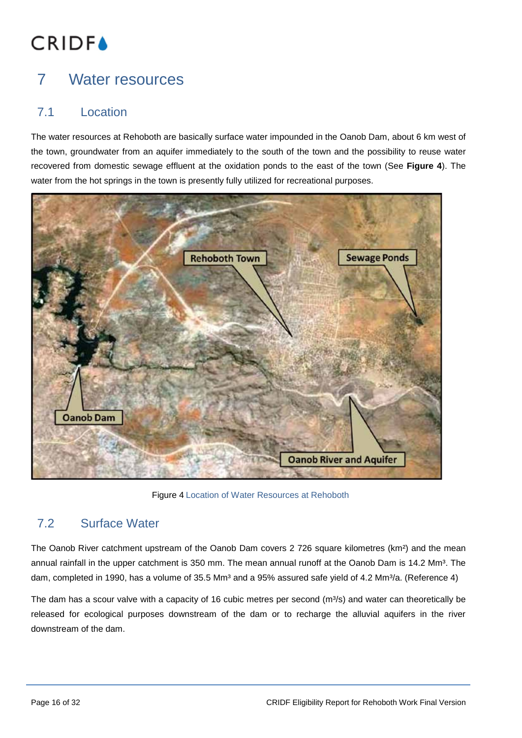# 7 Water resources

## 7.1 Location

The water resources at Rehoboth are basically surface water impounded in the Oanob Dam, about 6 km west of the town, groundwater from an aquifer immediately to the south of the town and the possibility to reuse water recovered from domestic sewage effluent at the oxidation ponds to the east of the town (See **Figure 4**). The water from the hot springs in the town is presently fully utilized for recreational purposes.

Figure 4 Location of Water Resources at Rehoboth

## 7.2 Surface Water

The Oanob River catchment upstream of the Oanob Dam covers 2 726 square kilometres ($km^2$) and the mean annual rainfall in the upper catchment is 350 mm. The mean annual runoff at the Oanob Dam is 14.2 $Mm^3$. The dam, completed in 1990, has a volume of 35.5 $Mm^3$ and a 95% assured safe yield of 4.2 $Mm^3/a$. (Reference 4)

The dam has a scour valve with a capacity of 16 cubic metres per second ($m^3/s$) and water can theoretically be released for ecological purposes downstream of the dam or to recharge the alluvial aquifers in the river downstream of the dam.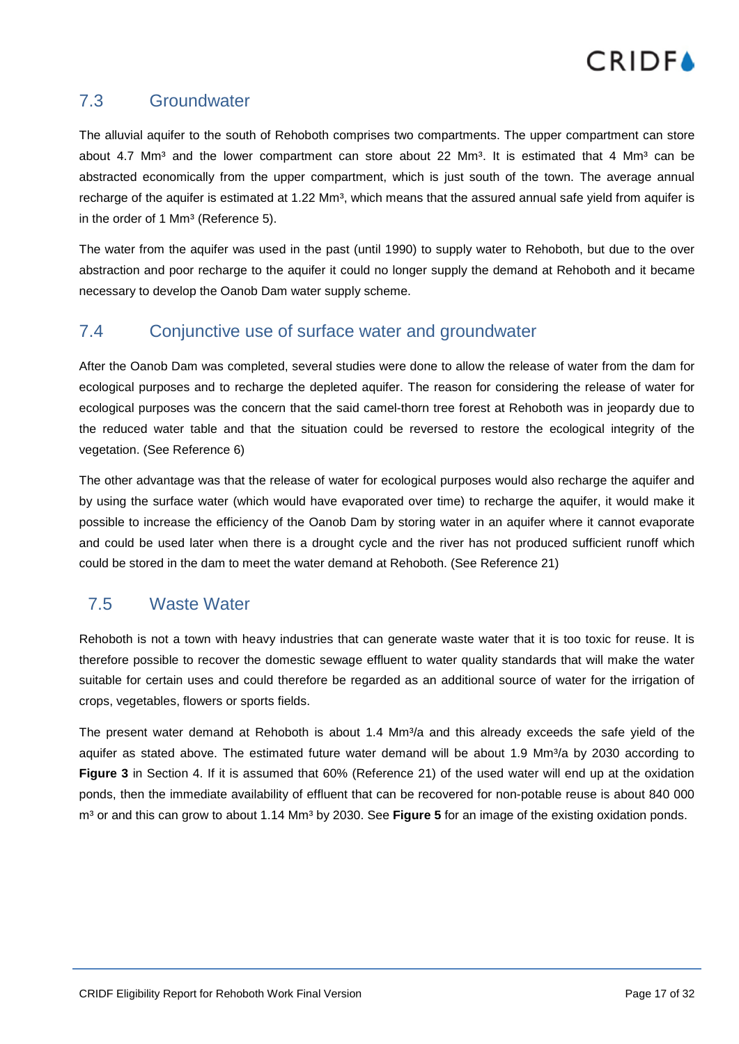## 7.3 Groundwater

The alluvial aquifer to the south of Rehoboth comprises two compartments. The upper compartment can store about 4.7 Mm³ and the lower compartment can store about 22 Mm³. It is estimated that 4 Mm³ can be abstracted economically from the upper compartment, which is just south of the town. The average annual recharge of the aquifer is estimated at 1.22 Mm³, which means that the assured annual safe yield from aquifer is in the order of 1 Mm³ (Reference 5).

The water from the aquifer was used in the past (until 1990) to supply water to Rehoboth, but due to the over abstraction and poor recharge to the aquifer it could no longer supply the demand at Rehoboth and it became necessary to develop the Oanob Dam water supply scheme.

## 7.4 Conjunctive use of surface water and groundwater

After the Oanob Dam was completed, several studies were done to allow the release of water from the dam for ecological purposes and to recharge the depleted aquifer. The reason for considering the release of water for ecological purposes was the concern that the said camel-thorn tree forest at Rehoboth was in jeopardy due to the reduced water table and that the situation could be reversed to restore the ecological integrity of the vegetation. (See Reference 6)

The other advantage was that the release of water for ecological purposes would also recharge the aquifer and by using the surface water (which would have evaporated over time) to recharge the aquifer, it would make it possible to increase the efficiency of the Oanob Dam by storing water in an aquifer where it cannot evaporate and could be used later when there is a drought cycle and the river has not produced sufficient runoff which could be stored in the dam to meet the water demand at Rehoboth. (See Reference 21)

## 7.5 Waste Water

Rehoboth is not a town with heavy industries that can generate waste water that it is too toxic for reuse. It is therefore possible to recover the domestic sewage effluent to water quality standards that will make the water suitable for certain uses and could therefore be regarded as an additional source of water for the irrigation of crops, vegetables, flowers or sports fields.

The present water demand at Rehoboth is about 1.4 Mm³/a and this already exceeds the safe yield of the aquifer as stated above. The estimated future water demand will be about 1.9 Mm³/a by 2030 according to **Figure 3** in Section 4. If it is assumed that 60% (Reference 21) of the used water will end up at the oxidation ponds, then the immediate availability of effluent that can be recovered for non-potable reuse is about 840 000 m³ or and this can grow to about 1.14 Mm³ by 2030. See **Figure 5** for an image of the existing oxidation ponds.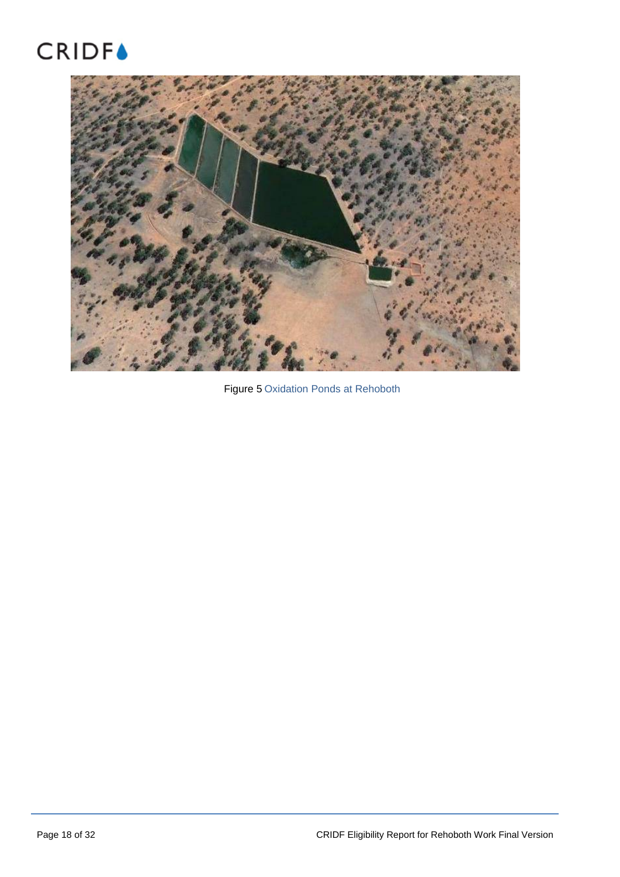Figure 5 Oxidation Ponds at Rehoboth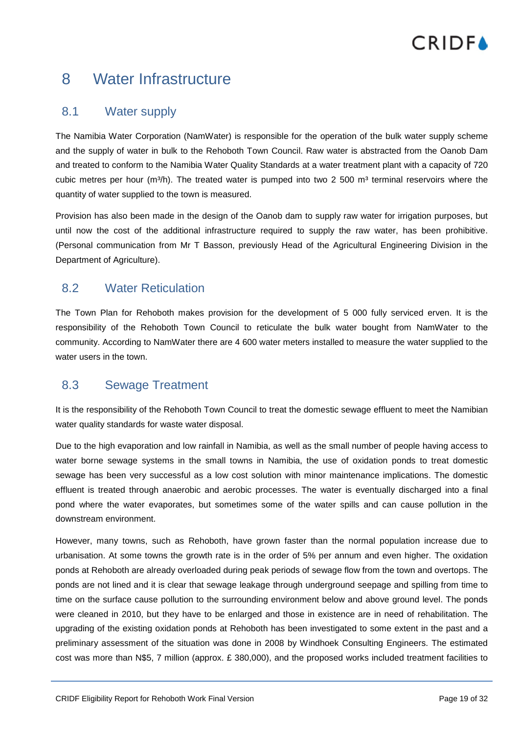# 8 Water Infrastructure

## 8.1 Water supply

The Namibia Water Corporation (NamWater) is responsible for the operation of the bulk water supply scheme and the supply of water in bulk to the Rehoboth Town Council. Raw water is abstracted from the Oanob Dam and treated to conform to the Namibia Water Quality Standards at a water treatment plant with a capacity of 720 cubic metres per hour ($m^3/h$). The treated water is pumped into two 2 500 $m^3$ terminal reservoirs where the quantity of water supplied to the town is measured.

Provision has also been made in the design of the Oanob dam to supply raw water for irrigation purposes, but until now the cost of the additional infrastructure required to supply the raw water, has been prohibitive. (Personal communication from Mr T Basson, previously Head of the Agricultural Engineering Division in the Department of Agriculture).

## 8.2 Water Reticulation

The Town Plan for Rehoboth makes provision for the development of 5 000 fully serviced erven. It is the responsibility of the Rehoboth Town Council to reticulate the bulk water bought from NamWater to the community. According to NamWater there are 4 600 water meters installed to measure the water supplied to the water users in the town.

## 8.3 Sewage Treatment

It is the responsibility of the Rehoboth Town Council to treat the domestic sewage effluent to meet the Namibian water quality standards for waste water disposal.

Due to the high evaporation and low rainfall in Namibia, as well as the small number of people having access to water borne sewage systems in the small towns in Namibia, the use of oxidation ponds to treat domestic sewage has been very successful as a low cost solution with minor maintenance implications. The domestic effluent is treated through anaerobic and aerobic processes. The water is eventually discharged into a final pond where the water evaporates, but sometimes some of the water spills and can cause pollution in the downstream environment.

However, many towns, such as Rehoboth, have grown faster than the normal population increase due to urbanisation. At some towns the growth rate is in the order of 5% per annum and even higher. The oxidation ponds at Rehoboth are already overloaded during peak periods of sewage flow from the town and overtops. The ponds are not lined and it is clear that sewage leakage through underground seepage and spilling from time to time on the surface cause pollution to the surrounding environment below and above ground level. The ponds were cleaned in 2010, but they have to be enlarged and those in existence are in need of rehabilitation. The upgrading of the existing oxidation ponds at Rehoboth has been investigated to some extent in the past and a preliminary assessment of the situation was done in 2008 by Windhoek Consulting Engineers. The estimated cost was more than N$5, 7 million (approx. £ 380,000), and the proposed works included treatment facilities to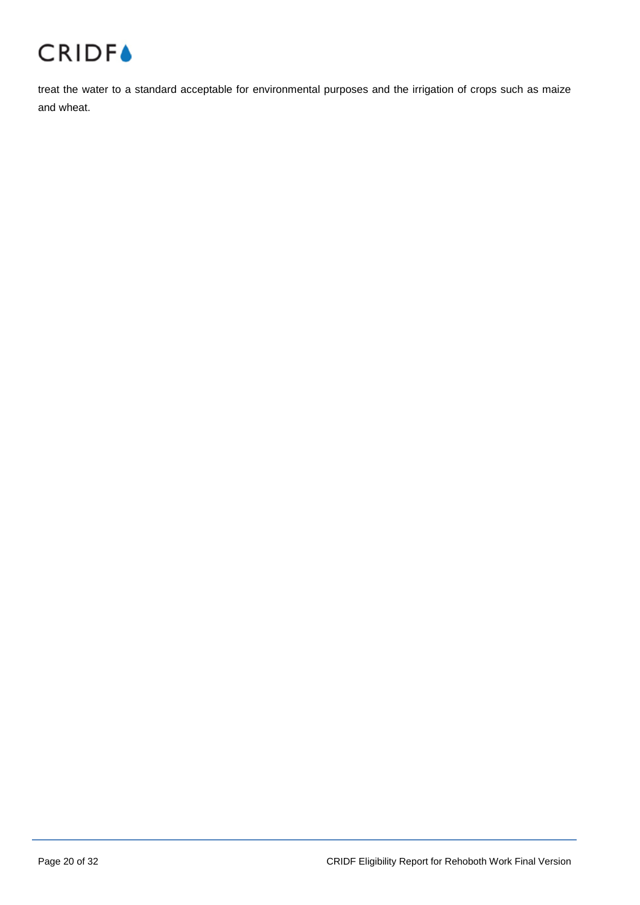treat the water to a standard acceptable for environmental purposes and the irrigation of crops such as maize and wheat.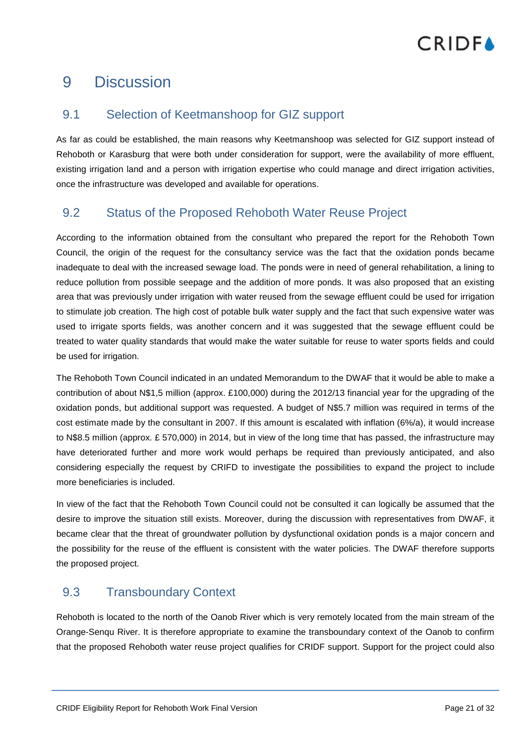# 9 Discussion

## 9.1 Selection of Keetmanshoop for GIZ support

As far as could be established, the main reasons why Keetmanshoop was selected for GIZ support instead of Rehoboth or Karasburg that were both under consideration for support, were the availability of more effluent, existing irrigation land and a person with irrigation expertise who could manage and direct irrigation activities, once the infrastructure was developed and available for operations.

## 9.2 Status of the Proposed Rehoboth Water Reuse Project

According to the information obtained from the consultant who prepared the report for the Rehoboth Town Council, the origin of the request for the consultancy service was the fact that the oxidation ponds became inadequate to deal with the increased sewage load. The ponds were in need of general rehabilitation, a lining to reduce pollution from possible seepage and the addition of more ponds. It was also proposed that an existing area that was previously under irrigation with water reused from the sewage effluent could be used for irrigation to stimulate job creation. The high cost of potable bulk water supply and the fact that such expensive water was used to irrigate sports fields, was another concern and it was suggested that the sewage effluent could be treated to water quality standards that would make the water suitable for reuse to water sports fields and could be used for irrigation.

The Rehoboth Town Council indicated in an undated Memorandum to the DWAF that it would be able to make a contribution of about N$1,5 million (approx. £100,000) during the 2012/13 financial year for the upgrading of the oxidation ponds, but additional support was requested. A budget of N$5.7 million was required in terms of the cost estimate made by the consultant in 2007. If this amount is escalated with inflation (6%/a), it would increase to N$8.5 million (approx. £ 570,000) in 2014, but in view of the long time that has passed, the infrastructure may have deteriorated further and more work would perhaps be required than previously anticipated, and also considering especially the request by CRIFD to investigate the possibilities to expand the project to include more beneficiaries is included.

In view of the fact that the Rehoboth Town Council could not be consulted it can logically be assumed that the desire to improve the situation still exists. Moreover, during the discussion with representatives from DWAF, it became clear that the threat of groundwater pollution by dysfunctional oxidation ponds is a major concern and the possibility for the reuse of the effluent is consistent with the water policies. The DWAF therefore supports the proposed project.

## 9.3 Transboundary Context

Rehoboth is located to the north of the Oanob River which is very remotely located from the main stream of the Orange-Senqu River. It is therefore appropriate to examine the transboundary context of the Oanob to confirm that the proposed Rehoboth water reuse project qualifies for CRIDF support. Support for the project could also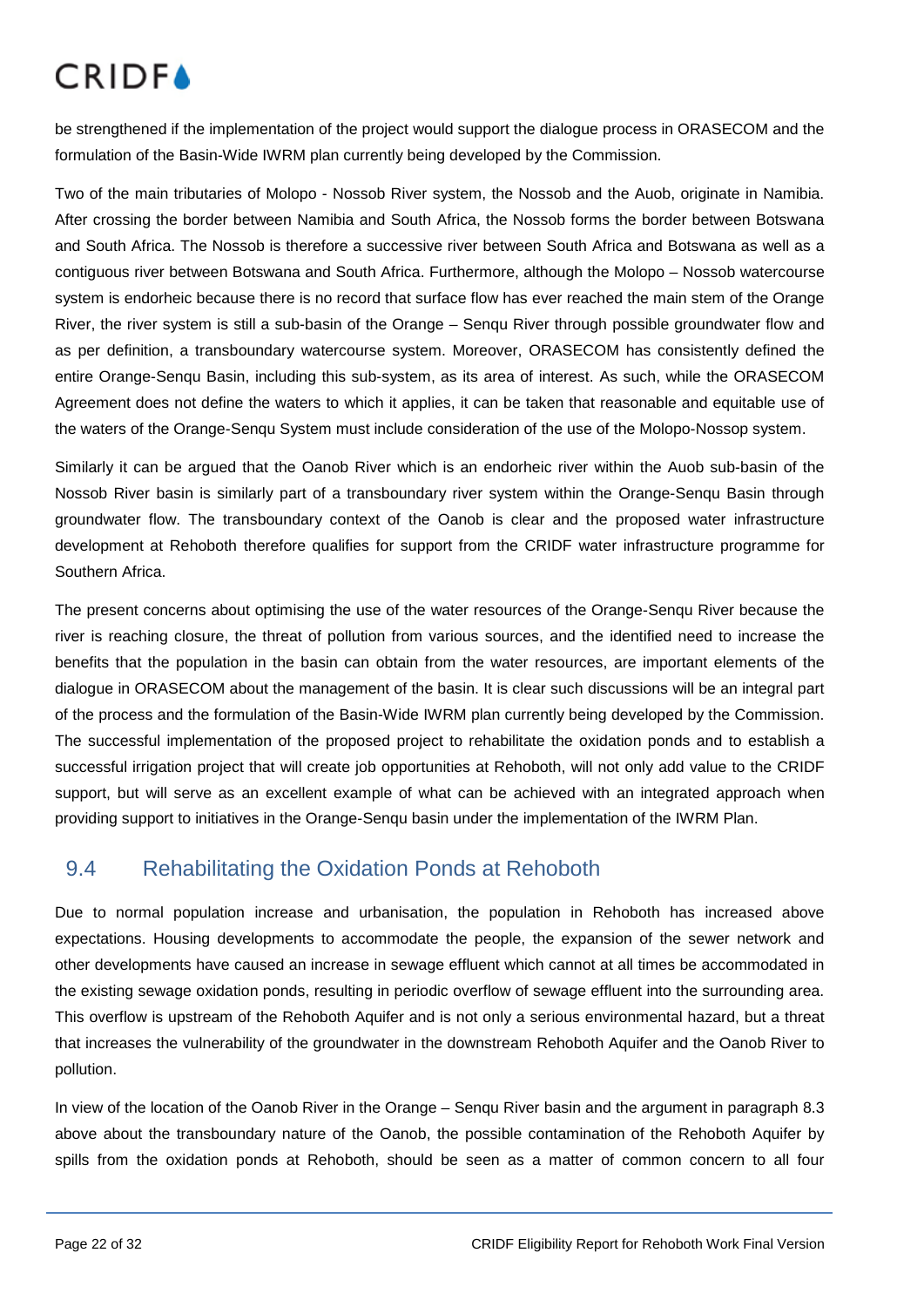be strengthened if the implementation of the project would support the dialogue process in ORASECOM and the formulation of the Basin-Wide IWRM plan currently being developed by the Commission.

Two of the main tributaries of Molopo - Nossob River system, the Nossob and the Auob, originate in Namibia. After crossing the border between Namibia and South Africa, the Nossob forms the border between Botswana and South Africa. The Nossob is therefore a successive river between South Africa and Botswana as well as a contiguous river between Botswana and South Africa. Furthermore, although the Molopo – Nossob watercourse system is endorheic because there is no record that surface flow has ever reached the main stem of the Orange River, the river system is still a sub-basin of the Orange – Senqu River through possible groundwater flow and as per definition, a transboundary watercourse system. Moreover, ORASECOM has consistently defined the entire Orange-Senqu Basin, including this sub-system, as its area of interest. As such, while the ORASECOM Agreement does not define the waters to which it applies, it can be taken that reasonable and equitable use of the waters of the Orange-Senqu System must include consideration of the use of the Molopo-Nossop system.

Similarly it can be argued that the Oanob River which is an endorheic river within the Auob sub-basin of the Nossob River basin is similarly part of a transboundary river system within the Orange-Senqu Basin through groundwater flow. The transboundary context of the Oanob is clear and the proposed water infrastructure development at Rehoboth therefore qualifies for support from the CRIDF water infrastructure programme for Southern Africa.

The present concerns about optimising the use of the water resources of the Orange-Senqu River because the river is reaching closure, the threat of pollution from various sources, and the identified need to increase the benefits that the population in the basin can obtain from the water resources, are important elements of the dialogue in ORASECOM about the management of the basin. It is clear such discussions will be an integral part of the process and the formulation of the Basin-Wide IWRM plan currently being developed by the Commission. The successful implementation of the proposed project to rehabilitate the oxidation ponds and to establish a successful irrigation project that will create job opportunities at Rehoboth, will not only add value to the CRIDF support, but will serve as an excellent example of what can be achieved with an integrated approach when providing support to initiatives in the Orange-Senqu basin under the implementation of the IWRM Plan.

## 9.4 Rehabilitating the Oxidation Ponds at Rehoboth

Due to normal population increase and urbanisation, the population in Rehoboth has increased above expectations. Housing developments to accommodate the people, the expansion of the sewer network and other developments have caused an increase in sewage effluent which cannot at all times be accommodated in the existing sewage oxidation ponds, resulting in periodic overflow of sewage effluent into the surrounding area. This overflow is upstream of the Rehoboth Aquifer and is not only a serious environmental hazard, but a threat that increases the vulnerability of the groundwater in the downstream Rehoboth Aquifer and the Oanob River to pollution.

In view of the location of the Oanob River in the Orange – Senqu River basin and the argument in paragraph 8.3 above about the transboundary nature of the Oanob, the possible contamination of the Rehoboth Aquifer by spills from the oxidation ponds at Rehoboth, should be seen as a matter of common concern to all four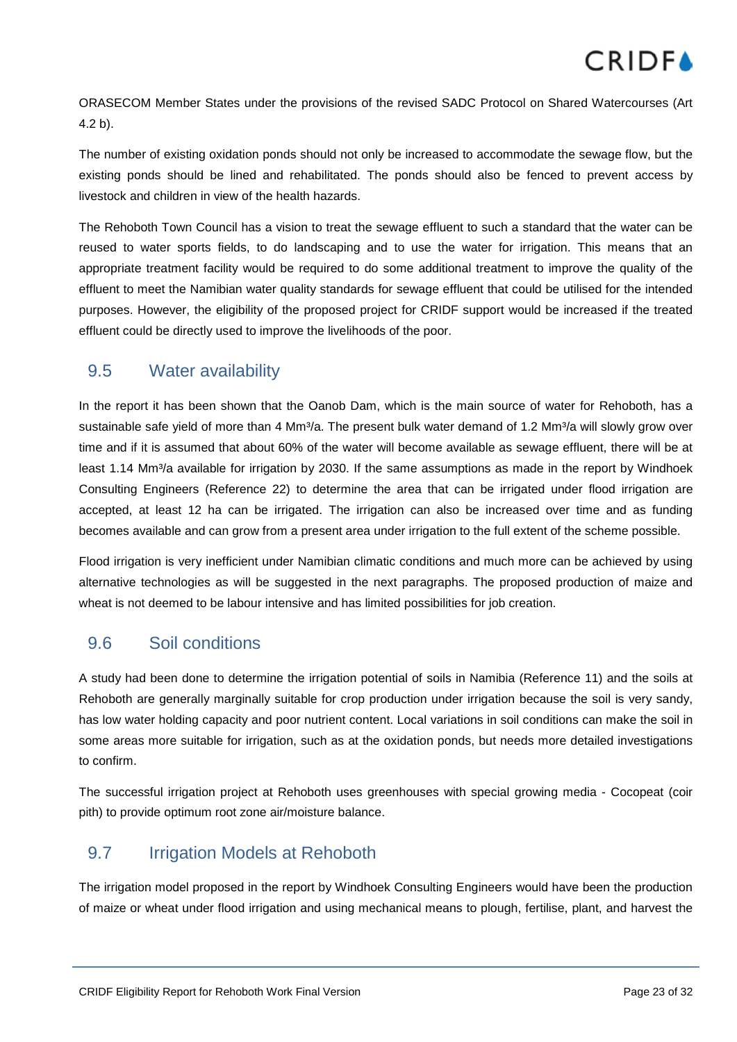ORASECOM Member States under the provisions of the revised SADC Protocol on Shared Watercourses (Art 4.2 b).

The number of existing oxidation ponds should not only be increased to accommodate the sewage flow, but the existing ponds should be lined and rehabilitated. The ponds should also be fenced to prevent access by livestock and children in view of the health hazards.

The Rehoboth Town Council has a vision to treat the sewage effluent to such a standard that the water can be reused to water sports fields, to do landscaping and to use the water for irrigation. This means that an appropriate treatment facility would be required to do some additional treatment to improve the quality of the effluent to meet the Namibian water quality standards for sewage effluent that could be utilised for the intended purposes. However, the eligibility of the proposed project for CRIDF support would be increased if the treated effluent could be directly used to improve the livelihoods of the poor.

## 9.5 Water availability

In the report it has been shown that the Oanob Dam, which is the main source of water for Rehoboth, has a sustainable safe yield of more than 4 $Mm^3/a$. The present bulk water demand of 1.2 $Mm^3/a$ will slowly grow over time and if it is assumed that about 60% of the water will become available as sewage effluent, there will be at least 1.14 $Mm^3/a$ available for irrigation by 2030. If the same assumptions as made in the report by Windhoek Consulting Engineers (Reference 22) to determine the area that can be irrigated under flood irrigation are accepted, at least 12 ha can be irrigated. The irrigation can also be increased over time and as funding becomes available and can grow from a present area under irrigation to the full extent of the scheme possible.

Flood irrigation is very inefficient under Namibian climatic conditions and much more can be achieved by using alternative technologies as will be suggested in the next paragraphs. The proposed production of maize and wheat is not deemed to be labour intensive and has limited possibilities for job creation.

## 9.6 Soil conditions

A study had been done to determine the irrigation potential of soils in Namibia (Reference 11) and the soils at Rehoboth are generally marginally suitable for crop production under irrigation because the soil is very sandy, has low water holding capacity and poor nutrient content. Local variations in soil conditions can make the soil in some areas more suitable for irrigation, such as at the oxidation ponds, but needs more detailed investigations to confirm.

The successful irrigation project at Rehoboth uses greenhouses with special growing media - Cocopeat (coir pith) to provide optimum root zone air/moisture balance.

## 9.7 Irrigation Models at Rehoboth

The irrigation model proposed in the report by Windhoek Consulting Engineers would have been the production of maize or wheat under flood irrigation and using mechanical means to plough, fertilise, plant, and harvest the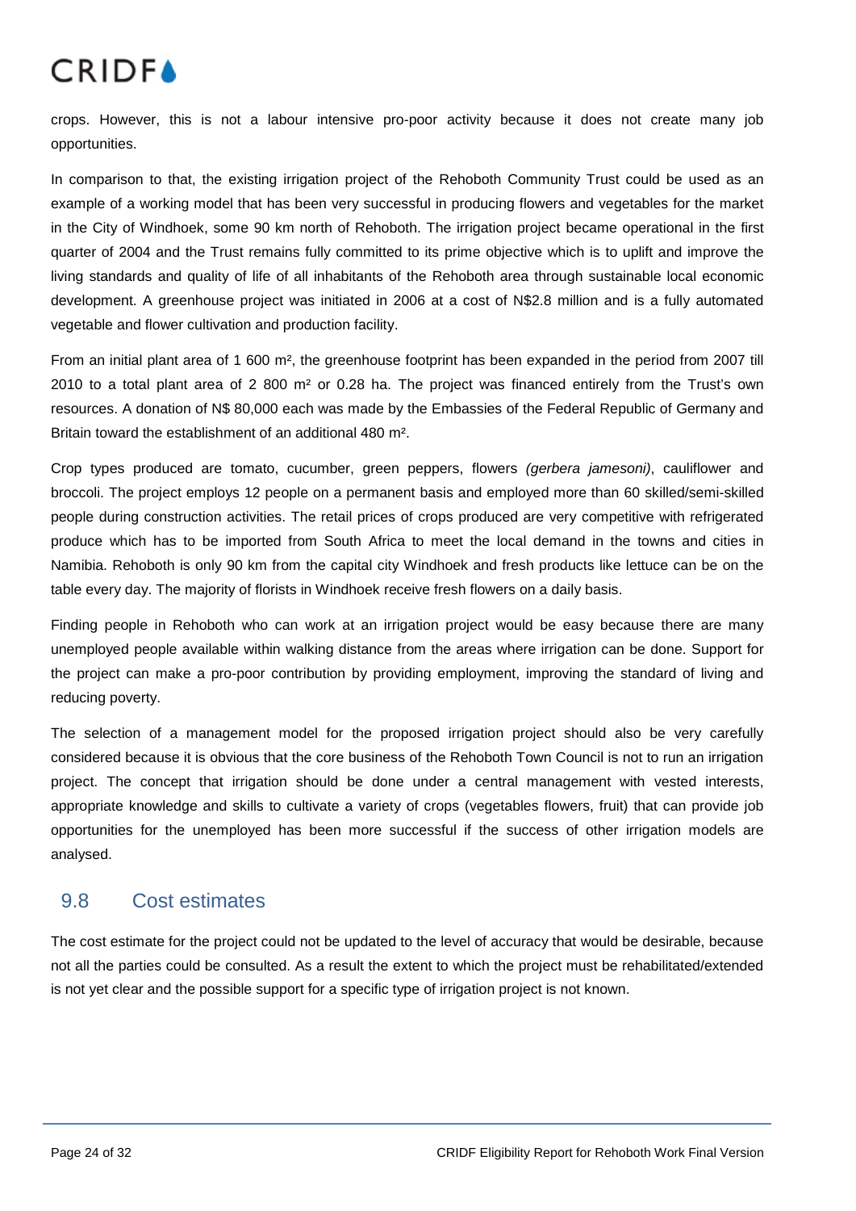crops. However, this is not a labour intensive pro-poor activity because it does not create many job opportunities.

In comparison to that, the existing irrigation project of the Rehoboth Community Trust could be used as an example of a working model that has been very successful in producing flowers and vegetables for the market in the City of Windhoek, some 90 km north of Rehoboth. The irrigation project became operational in the first quarter of 2004 and the Trust remains fully committed to its prime objective which is to uplift and improve the living standards and quality of life of all inhabitants of the Rehoboth area through sustainable local economic development. A greenhouse project was initiated in 2006 at a cost of N$2.8 million and is a fully automated vegetable and flower cultivation and production facility.

From an initial plant area of 1 600 m², the greenhouse footprint has been expanded in the period from 2007 till 2010 to a total plant area of 2 800 m² or 0.28 ha. The project was financed entirely from the Trust's own resources. A donation of N$ 80,000 each was made by the Embassies of the Federal Republic of Germany and Britain toward the establishment of an additional 480 m².

Crop types produced are tomato, cucumber, green peppers, flowers *(gerbera jamesoni)*, cauliflower and broccoli. The project employs 12 people on a permanent basis and employed more than 60 skilled/semi-skilled people during construction activities. The retail prices of crops produced are very competitive with refrigerated produce which has to be imported from South Africa to meet the local demand in the towns and cities in Namibia. Rehoboth is only 90 km from the capital city Windhoek and fresh products like lettuce can be on the table every day. The majority of florists in Windhoek receive fresh flowers on a daily basis.

Finding people in Rehoboth who can work at an irrigation project would be easy because there are many unemployed people available within walking distance from the areas where irrigation can be done. Support for the project can make a pro-poor contribution by providing employment, improving the standard of living and reducing poverty.

The selection of a management model for the proposed irrigation project should also be very carefully considered because it is obvious that the core business of the Rehoboth Town Council is not to run an irrigation project. The concept that irrigation should be done under a central management with vested interests, appropriate knowledge and skills to cultivate a variety of crops (vegetables flowers, fruit) that can provide job opportunities for the unemployed has been more successful if the success of other irrigation models are analysed.

## 9.8 Cost estimates

The cost estimate for the project could not be updated to the level of accuracy that would be desirable, because not all the parties could be consulted. As a result the extent to which the project must be rehabilitated/extended is not yet clear and the possible support for a specific type of irrigation project is not known.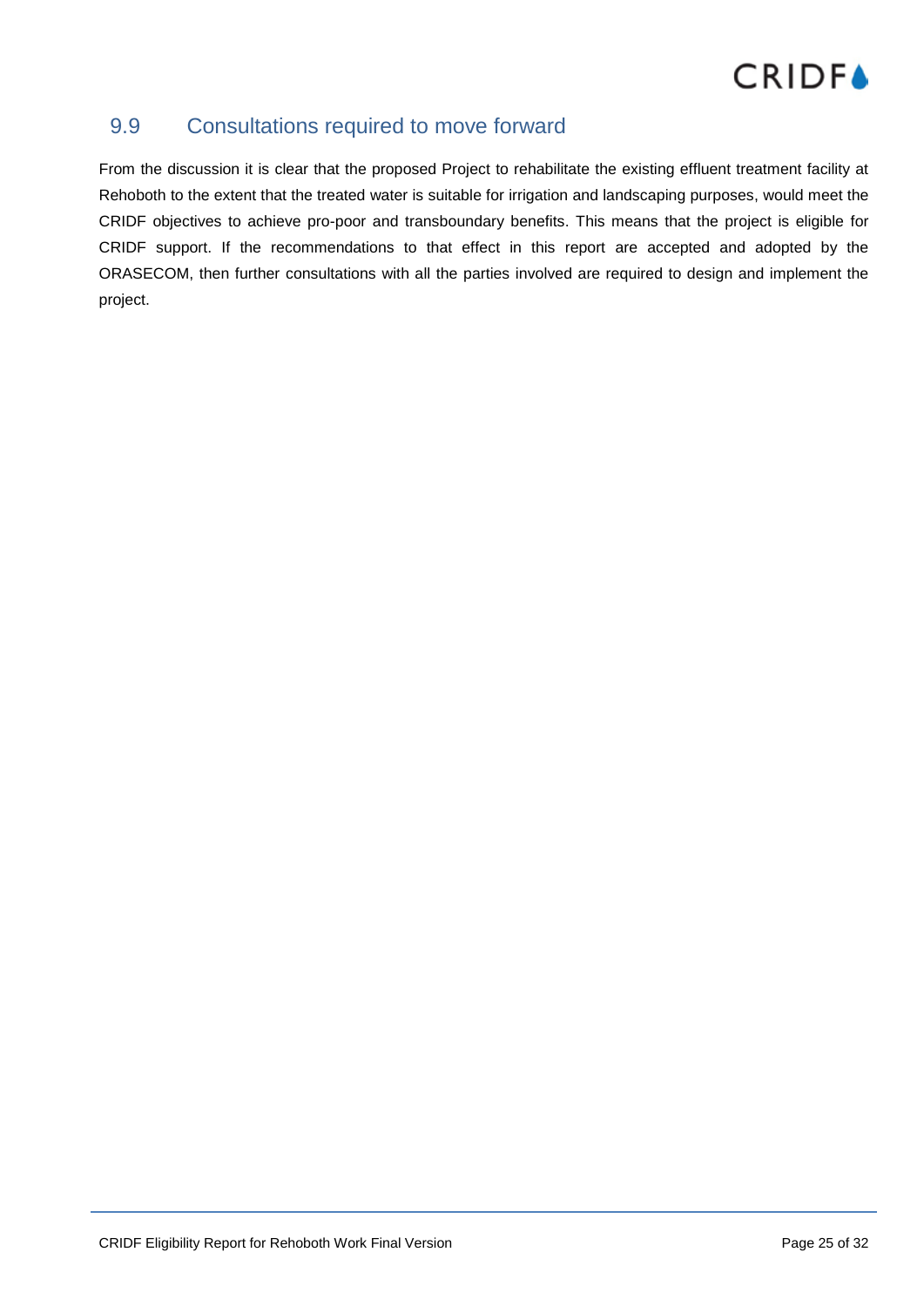## 9.9 Consultations required to move forward

From the discussion it is clear that the proposed Project to rehabilitate the existing effluent treatment facility at Rehoboth to the extent that the treated water is suitable for irrigation and landscaping purposes, would meet the CRIDF objectives to achieve pro-poor and transboundary benefits. This means that the project is eligible for CRIDF support. If the recommendations to that effect in this report are accepted and adopted by the ORASECOM, then further consultations with all the parties involved are required to design and implement the project.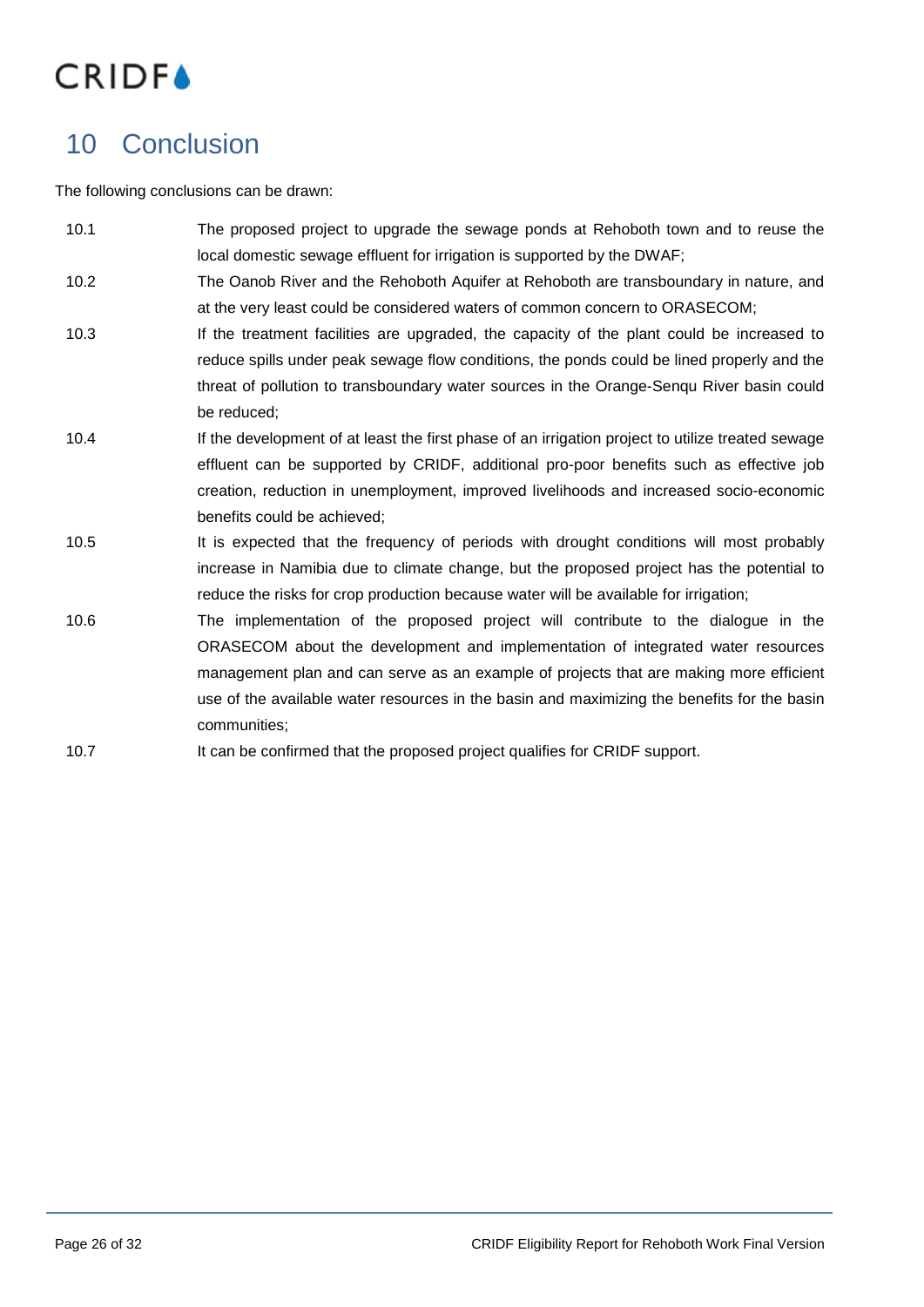# 10 Conclusion

The following conclusions can be drawn:

10.1 The proposed project to upgrade the sewage ponds at Rehoboth town and to reuse the local domestic sewage effluent for irrigation is supported by the DWAF;

10.2 The Oanob River and the Rehoboth Aquifer at Rehoboth are transboundary in nature, and at the very least could be considered waters of common concern to ORASECOM;

10.3 If the treatment facilities are upgraded, the capacity of the plant could be increased to reduce spills under peak sewage flow conditions, the ponds could be lined properly and the threat of pollution to transboundary water sources in the Orange-Senqu River basin could be reduced;

10.4 If the development of at least the first phase of an irrigation project to utilize treated sewage effluent can be supported by CRIDF, additional pro-poor benefits such as effective job creation, reduction in unemployment, improved livelihoods and increased socio-economic benefits could be achieved;

10.5 It is expected that the frequency of periods with drought conditions will most probably increase in Namibia due to climate change, but the proposed project has the potential to reduce the risks for crop production because water will be available for irrigation;

10.6 The implementation of the proposed project will contribute to the dialogue in the ORASECOM about the development and implementation of integrated water resources management plan and can serve as an example of projects that are making more efficient use of the available water resources in the basin and maximizing the benefits for the basin communities;

10.7 It can be confirmed that the proposed project qualifies for CRIDF support.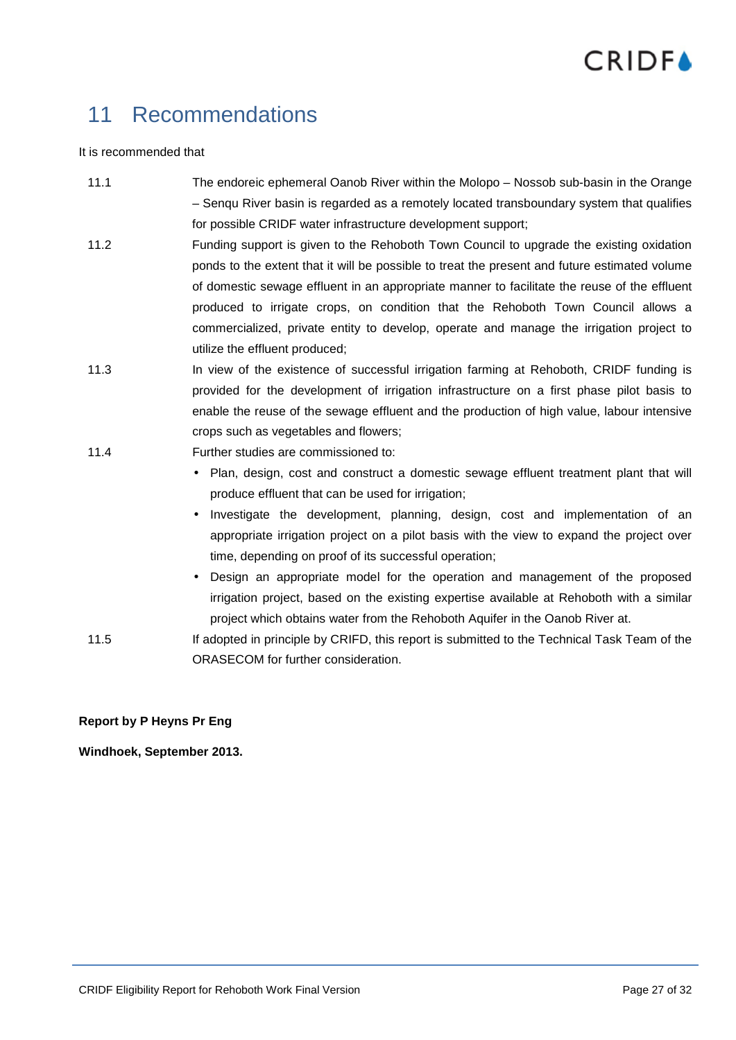# 11 Recommendations

It is recommended that

11.1 The endoreic ephemeral Oanob River within the Molopo – Nossob sub-basin in the Orange – Senqu River basin is regarded as a remotely located transboundary system that qualifies for possible CRIDF water infrastructure development support;

11.2 Funding support is given to the Rehoboth Town Council to upgrade the existing oxidation ponds to the extent that it will be possible to treat the present and future estimated volume of domestic sewage effluent in an appropriate manner to facilitate the reuse of the effluent produced to irrigate crops, on condition that the Rehoboth Town Council allows a commercialized, private entity to develop, operate and manage the irrigation project to utilize the effluent produced;

11.3 In view of the existence of successful irrigation farming at Rehoboth, CRIDF funding is provided for the development of irrigation infrastructure on a first phase pilot basis to enable the reuse of the sewage effluent and the production of high value, labour intensive crops such as vegetables and flowers;

11.4 Further studies are commissioned to:

- Plan, design, cost and construct a domestic sewage effluent treatment plant that will produce effluent that can be used for irrigation;
- Investigate the development, planning, design, cost and implementation of an appropriate irrigation project on a pilot basis with the view to expand the project over time, depending on proof of its successful operation;
- Design an appropriate model for the operation and management of the proposed irrigation project, based on the existing expertise available at Rehoboth with a similar project which obtains water from the Rehoboth Aquifer in the Oanob River at.

11.5 If adopted in principle by CRIFD, this report is submitted to the Technical Task Team of the ORASECOM for further consideration.

**Report by P Heyns Pr Eng**

**Windhoek, September 2013.**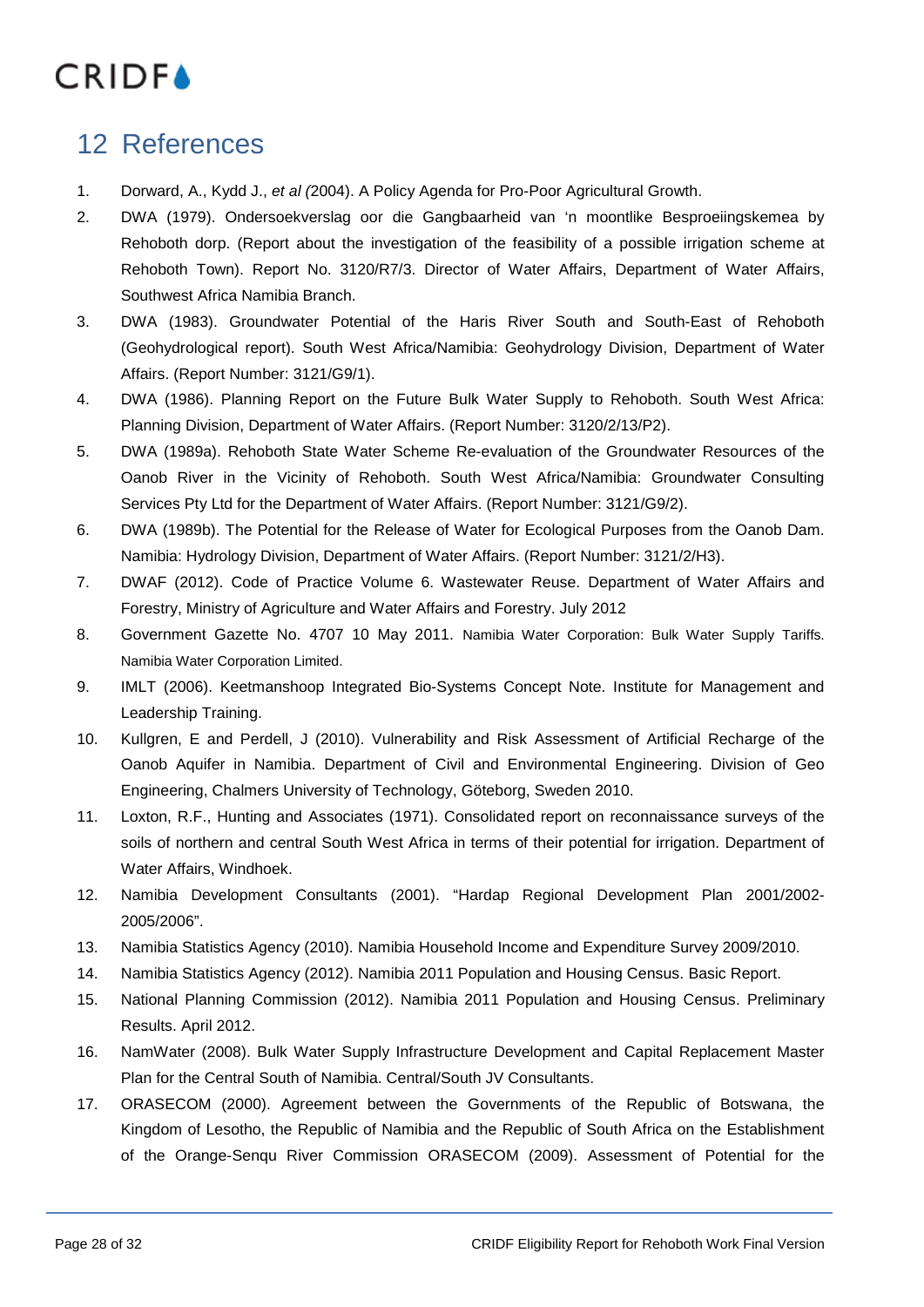# 12 References

1. Dorward, A., Kydd J., *et al (*2004). A Policy Agenda for Pro-Poor Agricultural Growth.
2. DWA (1979). Ondersoekverslag oor die Gangbaarheid van 'n moontlike Besproeiingskemea by Rehoboth dorp. (Report about the investigation of the feasibility of a possible irrigation scheme at Rehoboth Town). Report No. 3120/R7/3. Director of Water Affairs, Department of Water Affairs, Southwest Africa Namibia Branch.
3. DWA (1983). Groundwater Potential of the Haris River South and South-East of Rehoboth (Geohydrological report). South West Africa/Namibia: Geohydrology Division, Department of Water Affairs. (Report Number: 3121/G9/1).
4. DWA (1986). Planning Report on the Future Bulk Water Supply to Rehoboth. South West Africa: Planning Division, Department of Water Affairs. (Report Number: 3120/2/13/P2).
5. DWA (1989a). Rehoboth State Water Scheme Re-evaluation of the Groundwater Resources of the Oanob River in the Vicinity of Rehoboth. South West Africa/Namibia: Groundwater Consulting Services Pty Ltd for the Department of Water Affairs. (Report Number: 3121/G9/2).
6. DWA (1989b). The Potential for the Release of Water for Ecological Purposes from the Oanob Dam. Namibia: Hydrology Division, Department of Water Affairs. (Report Number: 3121/2/H3).
7. DWAF (2012). Code of Practice Volume 6. Wastewater Reuse. Department of Water Affairs and Forestry, Ministry of Agriculture and Water Affairs and Forestry. July 2012
8. Government Gazette No. 4707 10 May 2011. Namibia Water Corporation: Bulk Water Supply Tariffs. Namibia Water Corporation Limited.
9. IMLT (2006). Keetmanshoop Integrated Bio-Systems Concept Note. Institute for Management and Leadership Training.
10. Kullgren, E and Perdell, J (2010). Vulnerability and Risk Assessment of Artificial Recharge of the Oanob Aquifer in Namibia. Department of Civil and Environmental Engineering. Division of Geo Engineering, Chalmers University of Technology, Göteborg, Sweden 2010.
11. Loxton, R.F., Hunting and Associates (1971). Consolidated report on reconnaissance surveys of the soils of northern and central South West Africa in terms of their potential for irrigation. Department of Water Affairs, Windhoek.
12. Namibia Development Consultants (2001). "Hardap Regional Development Plan 2001/2002-2005/2006".
13. Namibia Statistics Agency (2010). Namibia Household Income and Expenditure Survey 2009/2010.
14. Namibia Statistics Agency (2012). Namibia 2011 Population and Housing Census. Basic Report.
15. National Planning Commission (2012). Namibia 2011 Population and Housing Census. Preliminary Results. April 2012.
16. NamWater (2008). Bulk Water Supply Infrastructure Development and Capital Replacement Master Plan for the Central South of Namibia. Central/South JV Consultants.
17. ORASECOM (2000). Agreement between the Governments of the Republic of Botswana, the Kingdom of Lesotho, the Republic of Namibia and the Republic of South Africa on the Establishment of the Orange-Senqu River Commission ORASECOM (2009). Assessment of Potential for the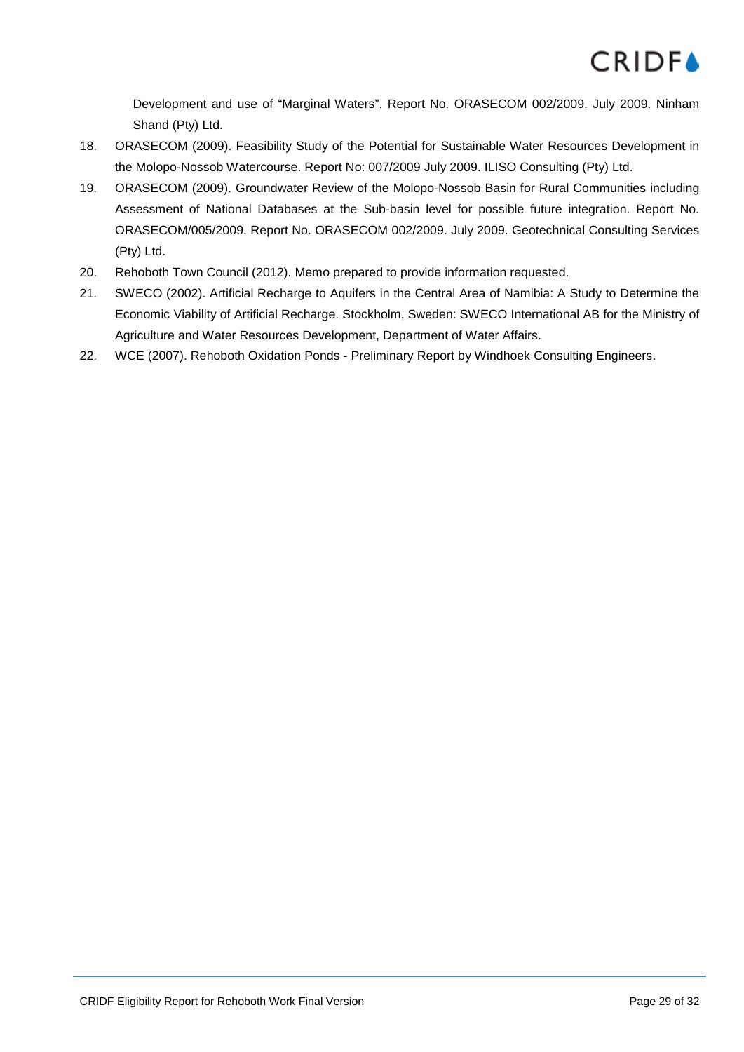Development and use of "Marginal Waters". Report No. ORASECOM 002/2009. July 2009. Ninham Shand (Pty) Ltd.

18. ORASECOM (2009). Feasibility Study of the Potential for Sustainable Water Resources Development in the Molopo-Nossob Watercourse. Report No: 007/2009 July 2009. ILISO Consulting (Pty) Ltd.
19. ORASECOM (2009). Groundwater Review of the Molopo-Nossob Basin for Rural Communities including Assessment of National Databases at the Sub-basin level for possible future integration. Report No. ORASECOM/005/2009. Report No. ORASECOM 002/2009. July 2009. Geotechnical Consulting Services (Pty) Ltd.
20. Rehoboth Town Council (2012). Memo prepared to provide information requested.
21. SWECO (2002). Artificial Recharge to Aquifers in the Central Area of Namibia: A Study to Determine the Economic Viability of Artificial Recharge. Stockholm, Sweden: SWECO International AB for the Ministry of Agriculture and Water Resources Development, Department of Water Affairs.
22. WCE (2007). Rehoboth Oxidation Ponds - Preliminary Report by Windhoek Consulting Engineers.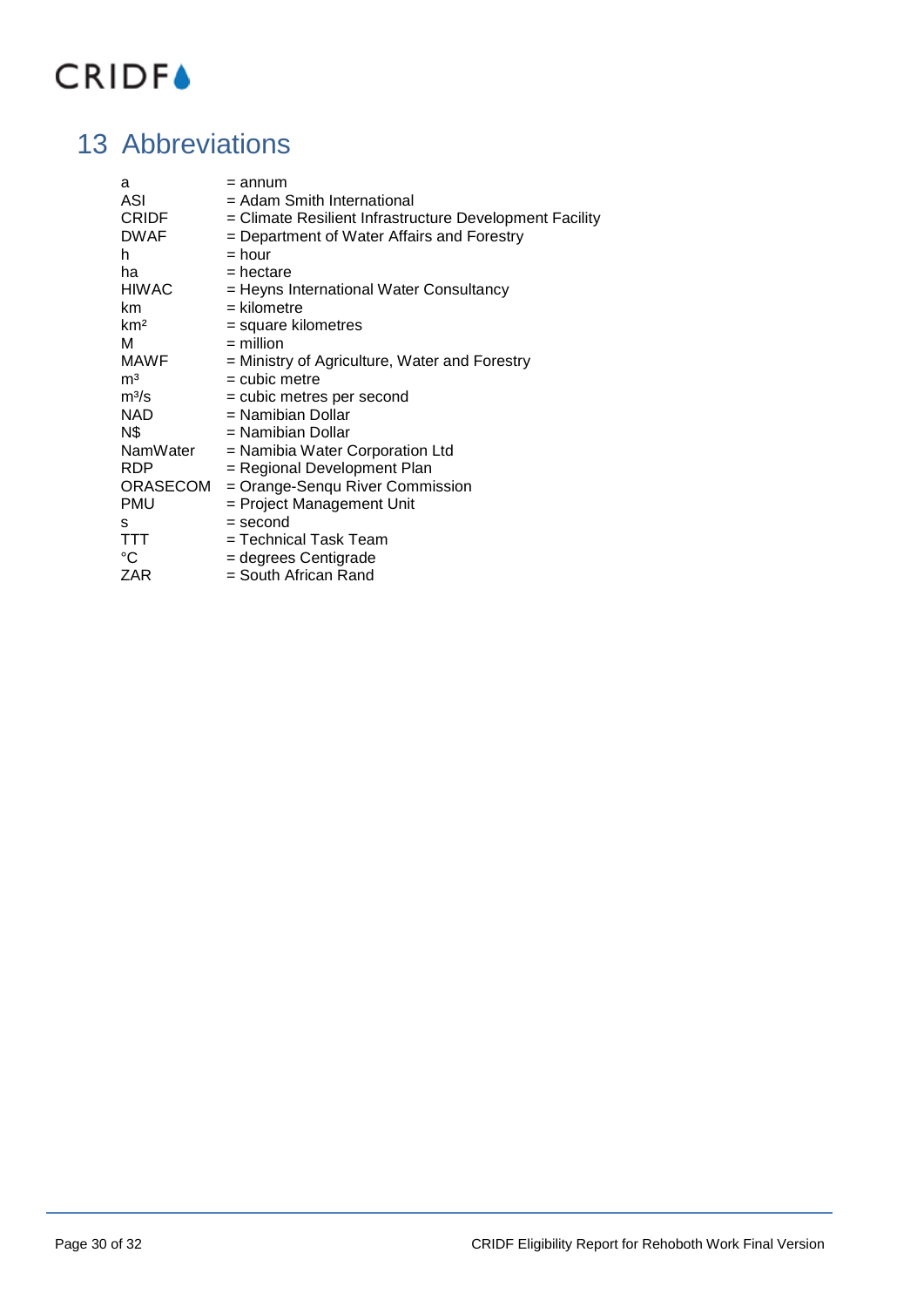# 13 Abbreviations

| | |
|---|---|
| a | = annum |
| ASI | = Adam Smith International |
| CRIDF | = Climate Resilient Infrastructure Development Facility |
| DWAF | = Department of Water Affairs and Forestry |
| h | = hour |
| ha | = hectare |
| HIWAC | = Heyns International Water Consultancy |
| km | = kilometre |
| $km^2$ | = square kilometres |
| M | = million |
| MAWF | = Ministry of Agriculture, Water and Forestry |
| $m^3$ | = cubic metre |
| $m^3/s$ | = cubic metres per second |
| NAD | = Namibian Dollar |
| N$ | = Namibian Dollar |
| NamWater | = Namibia Water Corporation Ltd |
| RDP | = Regional Development Plan |
| ORASECOM | = Orange-Senqu River Commission |
| PMU | = Project Management Unit |
| s | = second |
| TTT | = Technical Task Team |
| °C | = degrees Centigrade |
| ZAR | = South African Rand |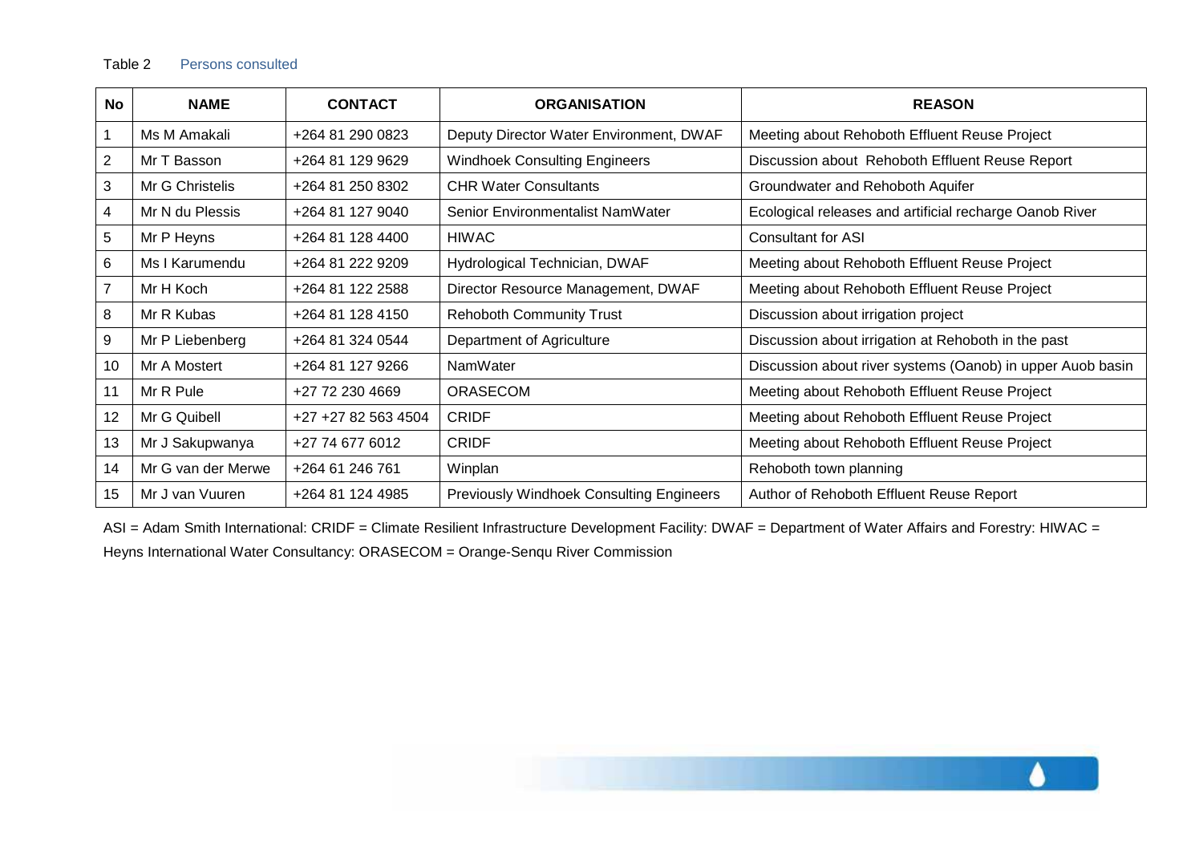Table 2 Persons consulted

| No | NAME | CONTACT | ORGANISATION | REASON |
|---|---|---|---|---|
| 1 | Ms M Amakali | +264 81 290 0823 | Deputy Director Water Environment, DWAF | Meeting about Rehoboth Effluent Reuse Project |
| 2 | Mr T Basson | +264 81 129 9629 | Windhoek Consulting Engineers | Discussion about Rehoboth Effluent Reuse Report |
| 3 | Mr G Christelis | +264 81 250 8302 | CHR Water Consultants | Groundwater and Rehoboth Aquifer |
| 4 | Mr N du Plessis | +264 81 127 9040 | Senior Environmentalist NamWater | Ecological releases and artificial recharge Oanob River |
| 5 | Mr P Heyns | +264 81 128 4400 | HIWAC | Consultant for ASI |
| 6 | Ms I Karumendu | +264 81 222 9209 | Hydrological Technician, DWAF | Meeting about Rehoboth Effluent Reuse Project |
| 7 | Mr H Koch | +264 81 122 2588 | Director Resource Management, DWAF | Meeting about Rehoboth Effluent Reuse Project |
| 8 | Mr R Kubas | +264 81 128 4150 | Rehoboth Community Trust | Discussion about irrigation project |
| 9 | Mr P Liebenberg | +264 81 324 0544 | Department of Agriculture | Discussion about irrigation at Rehoboth in the past |
| 10 | Mr A Mostert | +264 81 127 9266 | NamWater | Discussion about river systems (Oanob) in upper Auob basin |
| 11 | Mr R Pule | +27 72 230 4669 | ORASECOM | Meeting about Rehoboth Effluent Reuse Project |
| 12 | Mr G Quibell | +27 +27 82 563 4504 | CRIDF | Meeting about Rehoboth Effluent Reuse Project |
| 13 | Mr J Sakupwanya | +27 74 677 6012 | CRIDF | Meeting about Rehoboth Effluent Reuse Project |
| 14 | Mr G van der Merwe | +264 61 246 761 | Winplan | Rehoboth town planning |
| 15 | Mr J van Vuuren | +264 81 124 4985 | Previously Windhoek Consulting Engineers | Author of Rehoboth Effluent Reuse Report |

ASI = Adam Smith International: CRIDF = Climate Resilient Infrastructure Development Facility: DWAF = Department of Water Affairs and Forestry: HIWAC = Heyns International Water Consultancy: ORASECOM = Orange-Senqu River Commission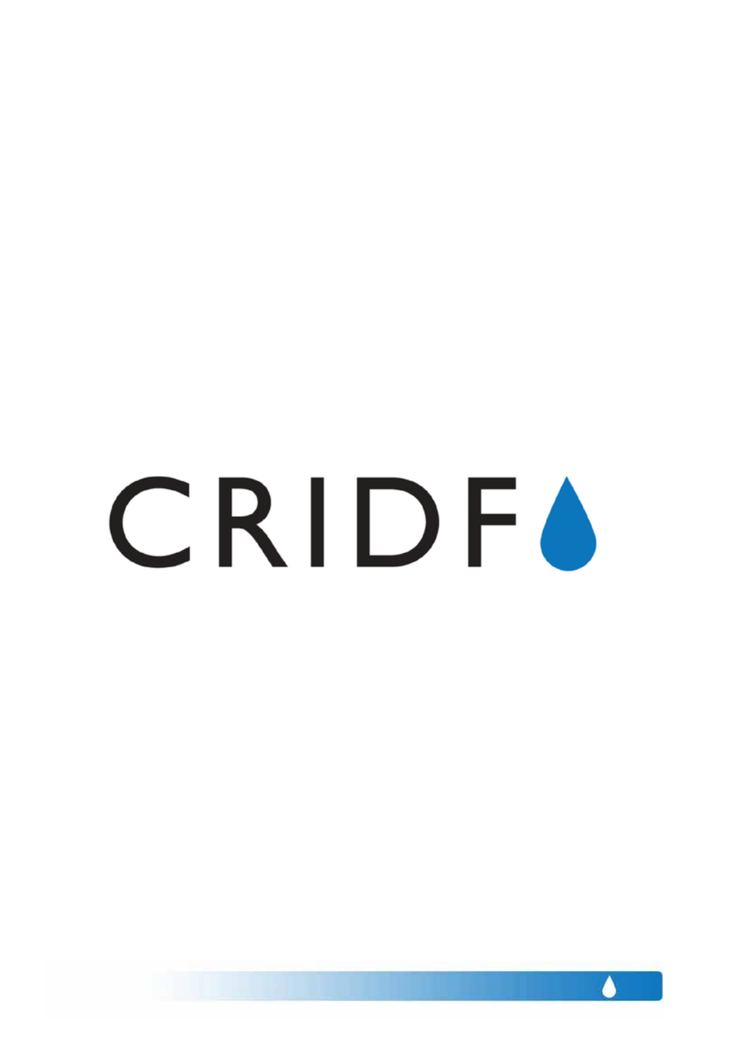CRIDF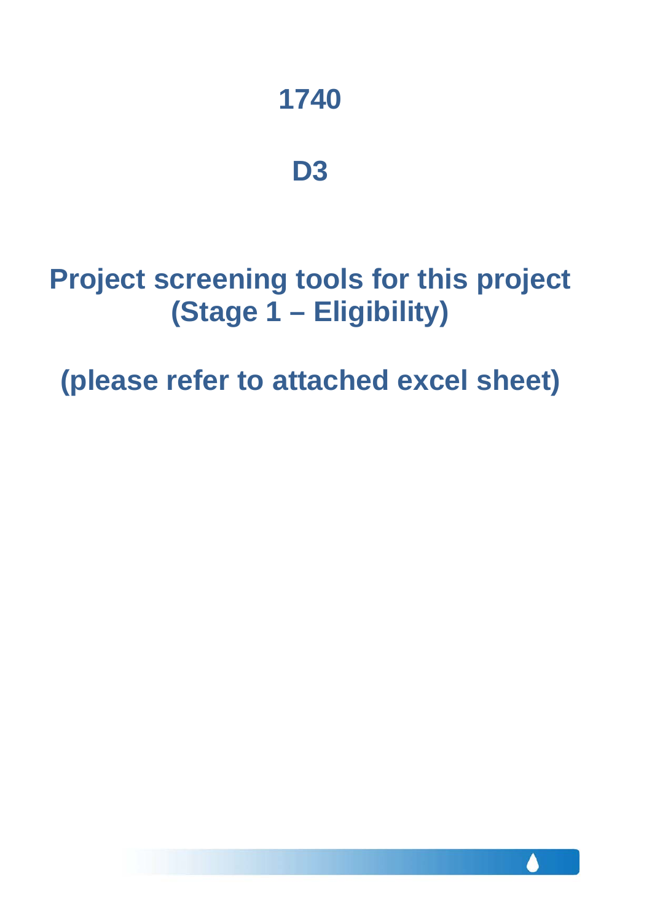# 1740

# D3

# Project screening tools for this project (Stage 1 – Eligibility)

## (please refer to attached excel sheet)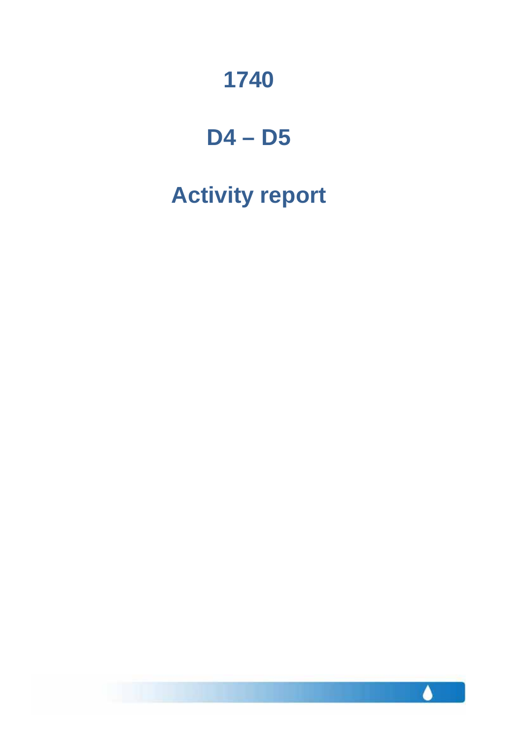# 1740

# D4 – D5

# Activity report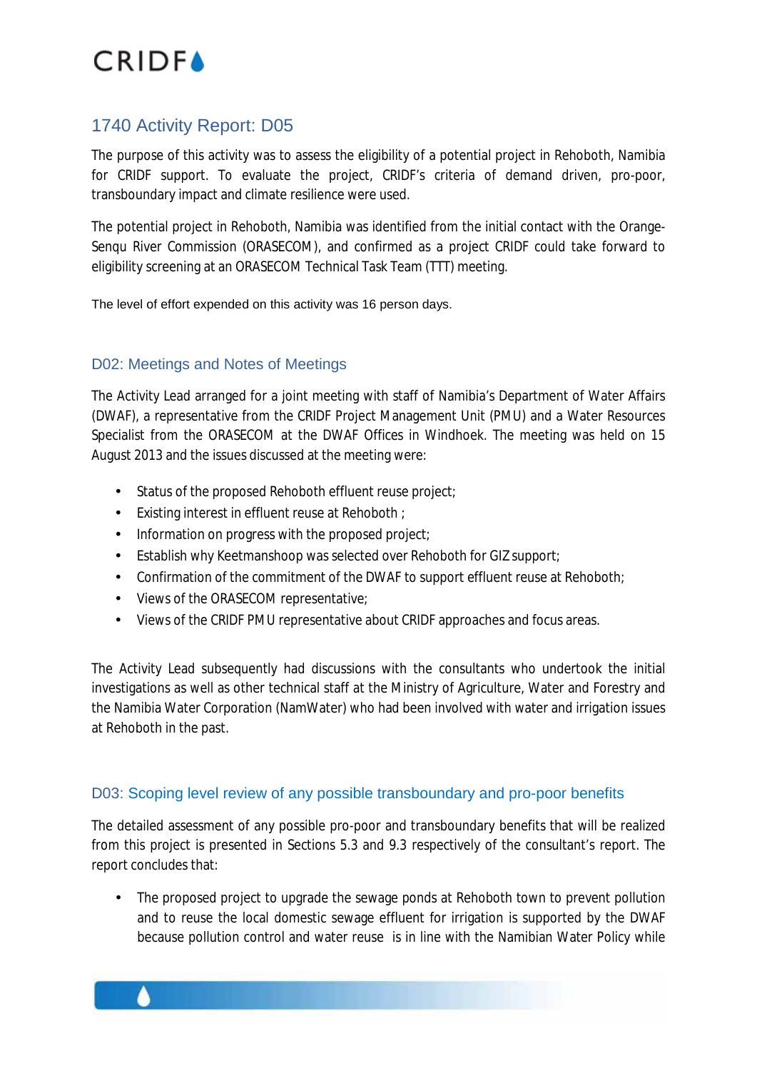## 1740 Activity Report: D05

The purpose of this activity was to assess the eligibility of a potential project in Rehoboth, Namibia for CRIDF support. To evaluate the project, CRIDF's criteria of demand driven, pro-poor, transboundary impact and climate resilience were used.

The potential project in Rehoboth, Namibia was identified from the initial contact with the Orange-Senqu River Commission (ORASECOM), and confirmed as a project CRIDF could take forward to eligibility screening at an ORASECOM Technical Task Team (TTT) meeting.

The level of effort expended on this activity was 16 person days.

### D02: Meetings and Notes of Meetings

The Activity Lead arranged for a joint meeting with staff of Namibia's Department of Water Affairs (DWAF), a representative from the CRIDF Project Management Unit (PMU) and a Water Resources Specialist from the ORASECOM at the DWAF Offices in Windhoek. The meeting was held on 15 August 2013 and the issues discussed at the meeting were:

- Status of the proposed Rehoboth effluent reuse project;
- Existing interest in effluent reuse at Rehoboth ;
- Information on progress with the proposed project;
- Establish why Keetmanshoop was selected over Rehoboth for GIZ support;
- Confirmation of the commitment of the DWAF to support effluent reuse at Rehoboth;
- Views of the ORASECOM representative;
- Views of the CRIDF PMU representative about CRIDF approaches and focus areas.

The Activity Lead subsequently had discussions with the consultants who undertook the initial investigations as well as other technical staff at the Ministry of Agriculture, Water and Forestry and the Namibia Water Corporation (NamWater) who had been involved with water and irrigation issues at Rehoboth in the past.

### D03: Scoping level review of any possible transboundary and pro-poor benefits

The detailed assessment of any possible pro-poor and transboundary benefits that will be realized from this project is presented in Sections 5.3 and 9.3 respectively of the consultant's report. The report concludes that:

- The proposed project to upgrade the sewage ponds at Rehoboth town to prevent pollution and to reuse the local domestic sewage effluent for irrigation is supported by the DWAF because pollution control and water reuse is in line with the Namibian Water Policy while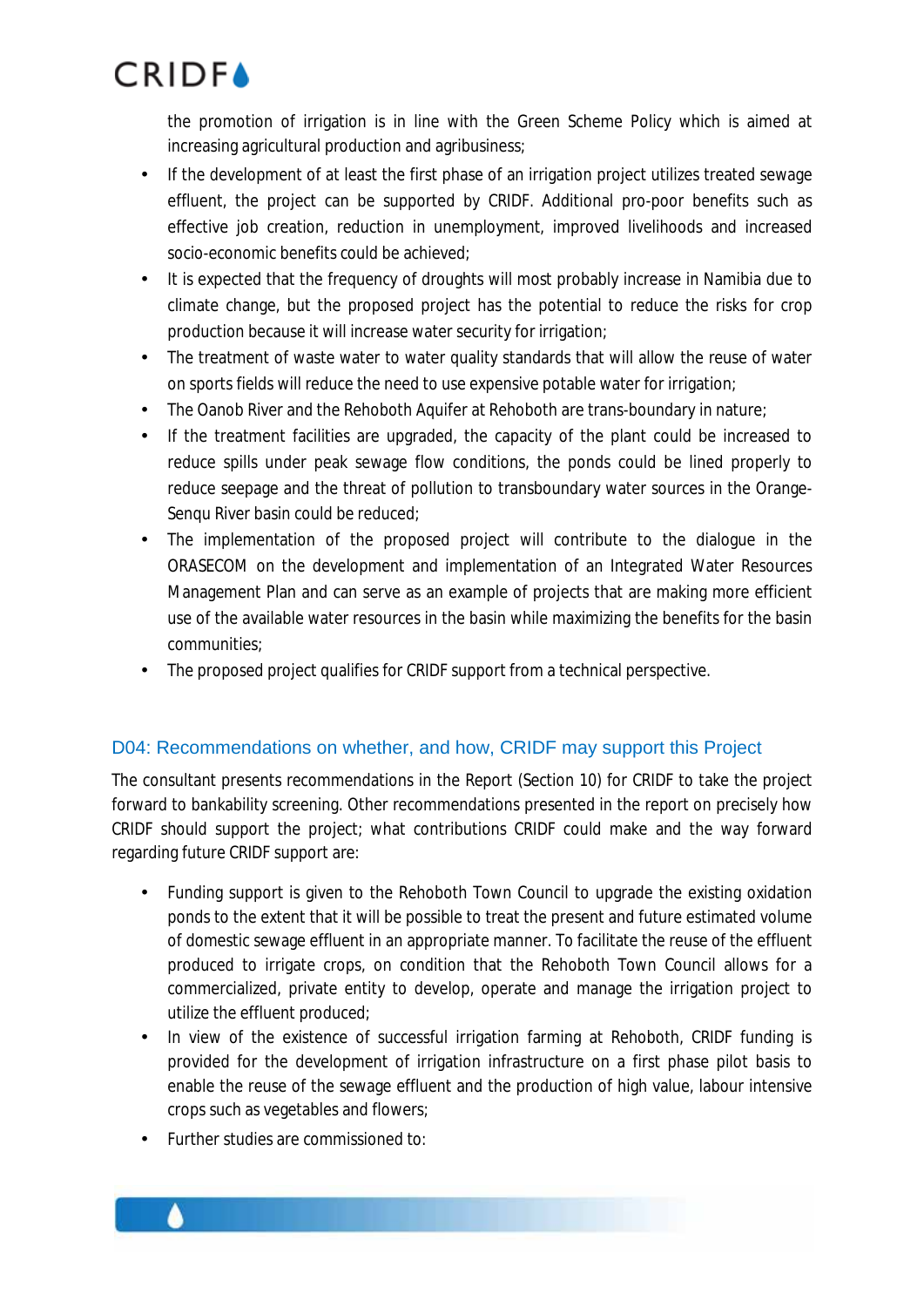the promotion of irrigation is in line with the Green Scheme Policy which is aimed at increasing agricultural production and agribusiness;

- If the development of at least the first phase of an irrigation project utilizes treated sewage effluent, the project can be supported by CRIDF. Additional pro-poor benefits such as effective job creation, reduction in unemployment, improved livelihoods and increased socio-economic benefits could be achieved;
- It is expected that the frequency of droughts will most probably increase in Namibia due to climate change, but the proposed project has the potential to reduce the risks for crop production because it will increase water security for irrigation;
- The treatment of waste water to water quality standards that will allow the reuse of water on sports fields will reduce the need to use expensive potable water for irrigation;
- The Oanob River and the Rehoboth Aquifer at Rehoboth are trans-boundary in nature;
- If the treatment facilities are upgraded, the capacity of the plant could be increased to reduce spills under peak sewage flow conditions, the ponds could be lined properly to reduce seepage and the threat of pollution to transboundary water sources in the Orange-Senqu River basin could be reduced;
- The implementation of the proposed project will contribute to the dialogue in the ORASECOM on the development and implementation of an Integrated Water Resources Management Plan and can serve as an example of projects that are making more efficient use of the available water resources in the basin while maximizing the benefits for the basin communities;
- The proposed project qualifies for CRIDF support from a technical perspective.

## D04: Recommendations on whether, and how, CRIDF may support this Project

The consultant presents recommendations in the Report (Section 10) for CRIDF to take the project forward to bankability screening. Other recommendations presented in the report on precisely how CRIDF should support the project; what contributions CRIDF could make and the way forward regarding future CRIDF support are:

- Funding support is given to the Rehoboth Town Council to upgrade the existing oxidation ponds to the extent that it will be possible to treat the present and future estimated volume of domestic sewage effluent in an appropriate manner. To facilitate the reuse of the effluent produced to irrigate crops, on condition that the Rehoboth Town Council allows for a commercialized, private entity to develop, operate and manage the irrigation project to utilize the effluent produced;
- In view of the existence of successful irrigation farming at Rehoboth, CRIDF funding is provided for the development of irrigation infrastructure on a first phase pilot basis to enable the reuse of the sewage effluent and the production of high value, labour intensive crops such as vegetables and flowers;
- Further studies are commissioned to: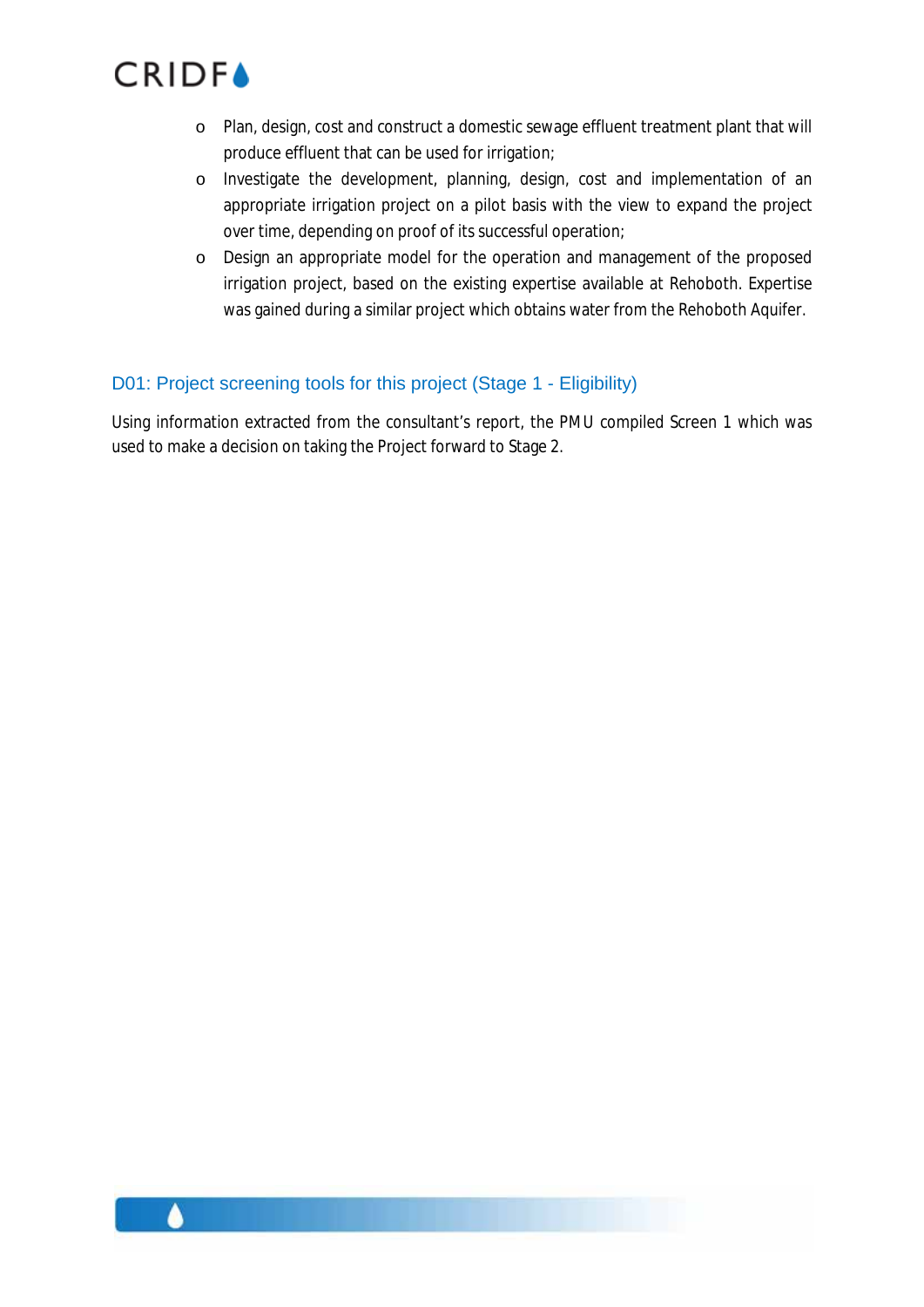- Plan, design, cost and construct a domestic sewage effluent treatment plant that will produce effluent that can be used for irrigation;
- Investigate the development, planning, design, cost and implementation of an appropriate irrigation project on a pilot basis with the view to expand the project over time, depending on proof of its successful operation;
- Design an appropriate model for the operation and management of the proposed irrigation project, based on the existing expertise available at Rehoboth. Expertise was gained during a similar project which obtains water from the Rehoboth Aquifer.

## D01: Project screening tools for this project (Stage 1 - Eligibility)

Using information extracted from the consultant's report, the PMU compiled Screen 1 which was used to make a decision on taking the Project forward to Stage 2.